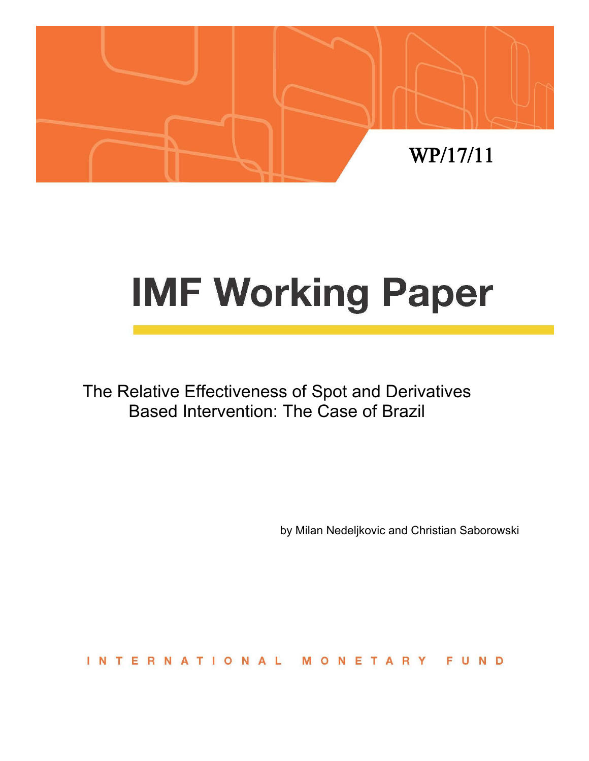WP/17/11

# IMF Working Paper

The Relative Effectiveness of Spot and Derivatives Based Intervention: The Case of Brazil

by Milan Nedeljkovic and Christian Saborowski

INTERNATIONAL MONETARY FUND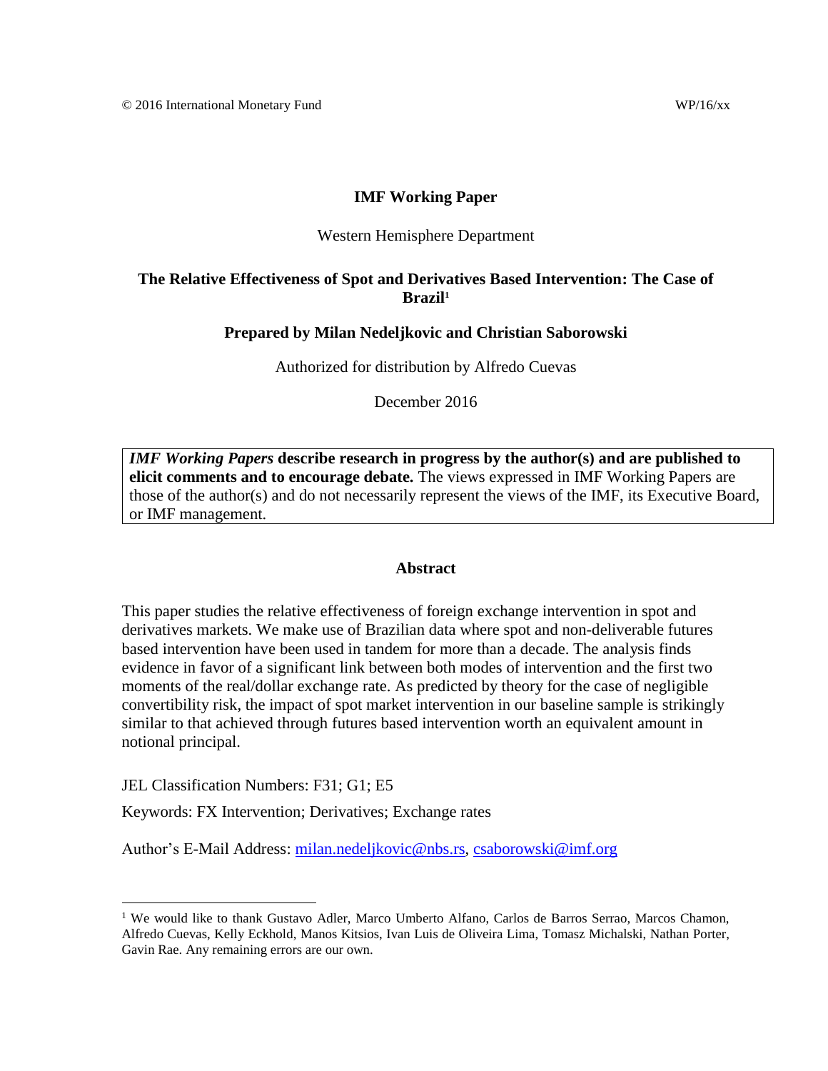© 2016 International Monetary Fund WP/16/xx

**IMF Working Paper**

Western Hemisphere Department

**The Relative Effectiveness of Spot and Derivatives Based Intervention: The Case of Brazil[1]**

**Prepared by Milan Nedeljkovic and Christian Saborowski**

Authorized for distribution by Alfredo Cuevas

December 2016

***IMF Working Papers*** **describe research in progress by the author(s) and are published to elicit comments and to encourage debate.** The views expressed in IMF Working Papers are those of the author(s) and do not necessarily represent the views of the IMF, its Executive Board, or IMF management.

**Abstract**

This paper studies the relative effectiveness of foreign exchange intervention in spot and derivatives markets. We make use of Brazilian data where spot and non-deliverable futures based intervention have been used in tandem for more than a decade. The analysis finds evidence in favor of a significant link between both modes of intervention and the first two moments of the real/dollar exchange rate. As predicted by theory for the case of negligible convertibility risk, the impact of spot market intervention in our baseline sample is strikingly similar to that achieved through futures based intervention worth an equivalent amount in notional principal.

JEL Classification Numbers: F31; G1; E5

Keywords: FX Intervention; Derivatives; Exchange rates

Author's E-Mail Address: milan.nedeljkovic@nbs.rs, csaborowski@imf.org

[1] We would like to thank Gustavo Adler, Marco Umberto Alfano, Carlos de Barros Serrao, Marcos Chamon, Alfredo Cuevas, Kelly Eckhold, Manos Kitsios, Ivan Luis de Oliveira Lima, Tomasz Michalski, Nathan Porter, Gavin Rae. Any remaining errors are our own.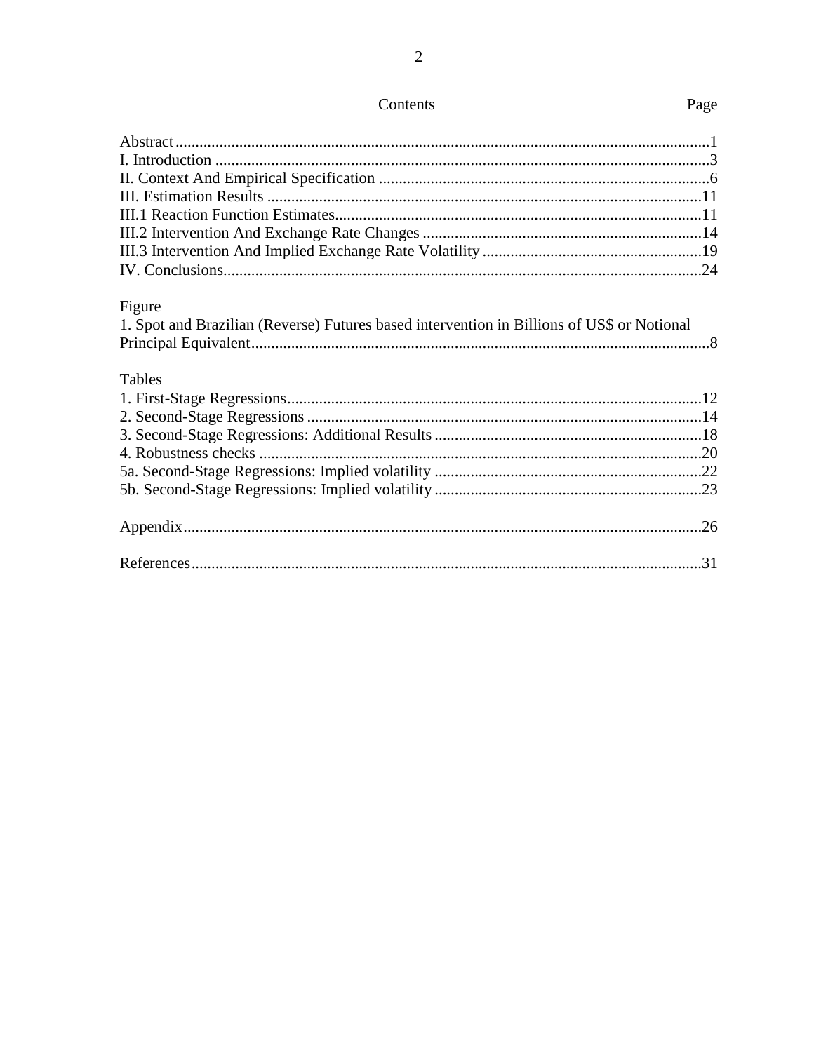Contents Page

Abstract......................................................................................................................................1
I. Introduction ............................................................................................................................3
II. Context And Empirical Specification ...................................................................................6
III. Estimation Results .............................................................................................................11
III.1 Reaction Function Estimates............................................................................................11
III.2 Intervention And Exchange Rate Changes ......................................................................14
III.3 Intervention And Implied Exchange Rate Volatility .......................................................19
IV. Conclusions........................................................................................................................24

Figure
1. Spot and Brazilian (Reverse) Futures based intervention in Billions of US$ or Notional Principal Equivalent..................................................................................................................8

Tables
1. First-Stage Regressions........................................................................................................12
2. Second-Stage Regressions ...................................................................................................14
3. Second-Stage Regressions: Additional Results ...................................................................18
4. Robustness checks ...............................................................................................................20
5a. Second-Stage Regressions: Implied volatility ...................................................................22
5b. Second-Stage Regressions: Implied volatility ...................................................................23

Appendix..................................................................................................................................26

References................................................................................................................................31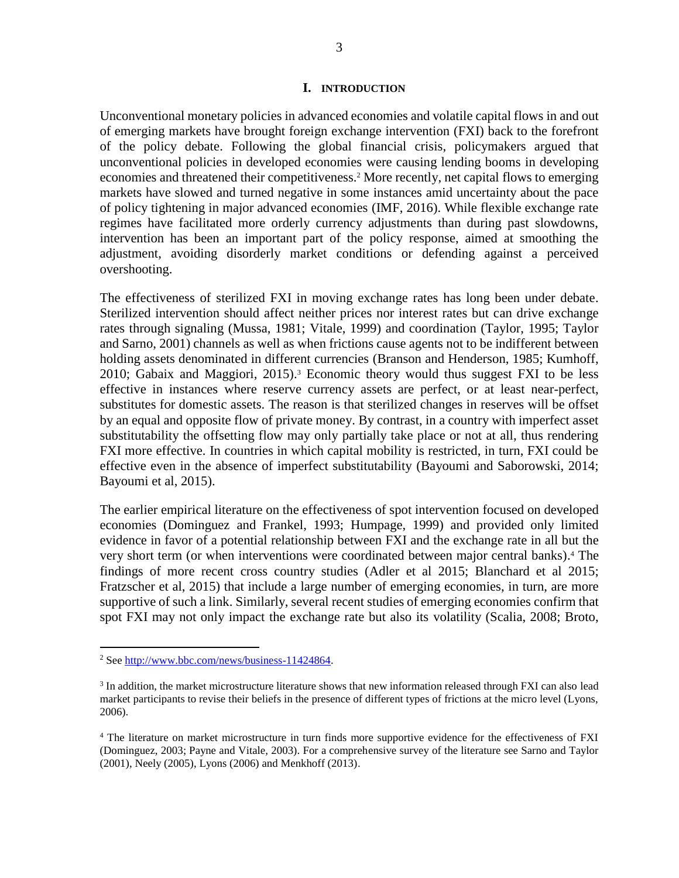## I. INTRODUCTION

Unconventional monetary policies in advanced economies and volatile capital flows in and out of emerging markets have brought foreign exchange intervention (FXI) back to the forefront of the policy debate. Following the global financial crisis, policymakers argued that unconventional policies in developed economies were causing lending booms in developing economies and threatened their competitiveness.[2] More recently, net capital flows to emerging markets have slowed and turned negative in some instances amid uncertainty about the pace of policy tightening in major advanced economies (IMF, 2016). While flexible exchange rate regimes have facilitated more orderly currency adjustments than during past slowdowns, intervention has been an important part of the policy response, aimed at smoothing the adjustment, avoiding disorderly market conditions or defending against a perceived overshooting.

The effectiveness of sterilized FXI in moving exchange rates has long been under debate. Sterilized intervention should affect neither prices nor interest rates but can drive exchange rates through signaling (Mussa, 1981; Vitale, 1999) and coordination (Taylor, 1995; Taylor and Sarno, 2001) channels as well as when frictions cause agents not to be indifferent between holding assets denominated in different currencies (Branson and Henderson, 1985; Kumhoff, 2010; Gabaix and Maggiori, 2015).[3] Economic theory would thus suggest FXI to be less effective in instances where reserve currency assets are perfect, or at least near-perfect, substitutes for domestic assets. The reason is that sterilized changes in reserves will be offset by an equal and opposite flow of private money. By contrast, in a country with imperfect asset substitutability the offsetting flow may only partially take place or not at all, thus rendering FXI more effective. In countries in which capital mobility is restricted, in turn, FXI could be effective even in the absence of imperfect substitutability (Bayoumi and Saborowski, 2014; Bayoumi et al, 2015).

The earlier empirical literature on the effectiveness of spot intervention focused on developed economies (Dominguez and Frankel, 1993; Humpage, 1999) and provided only limited evidence in favor of a potential relationship between FXI and the exchange rate in all but the very short term (or when interventions were coordinated between major central banks).[4] The findings of more recent cross country studies (Adler et al 2015; Blanchard et al 2015; Fratzscher et al, 2015) that include a large number of emerging economies, in turn, are more supportive of such a link. Similarly, several recent studies of emerging economies confirm that spot FXI may not only impact the exchange rate but also its volatility (Scalia, 2008; Broto,

---

[2] See http://www.bbc.com/news/business-11424864.

[3] In addition, the market microstructure literature shows that new information released through FXI can also lead market participants to revise their beliefs in the presence of different types of frictions at the micro level (Lyons, 2006).

[4] The literature on market microstructure in turn finds more supportive evidence for the effectiveness of FXI (Dominguez, 2003; Payne and Vitale, 2003). For a comprehensive survey of the literature see Sarno and Taylor (2001), Neely (2005), Lyons (2006) and Menkhoff (2013).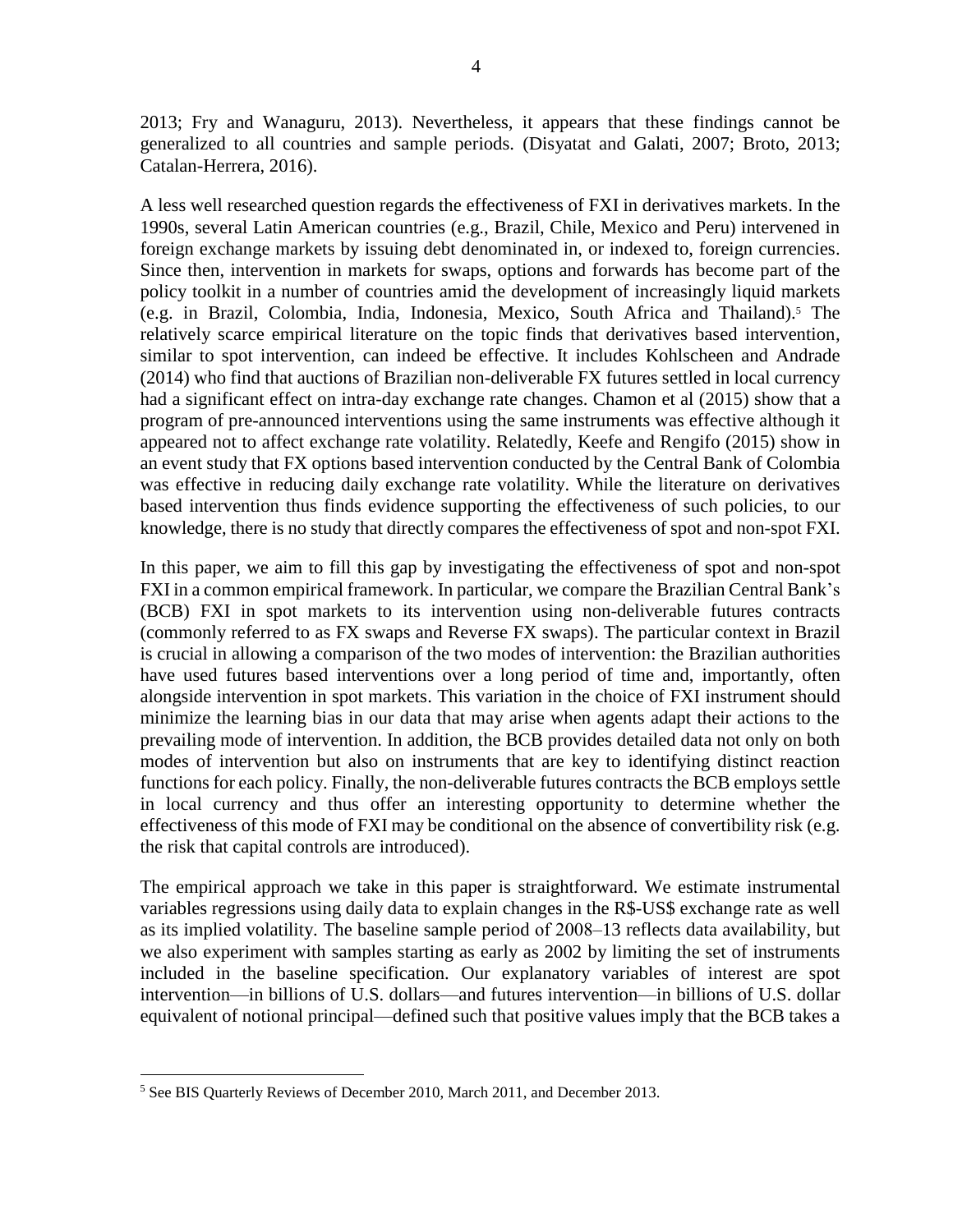2013; Fry and Wanaguru, 2013). Nevertheless, it appears that these findings cannot be generalized to all countries and sample periods. (Disyatat and Galati, 2007; Broto, 2013; Catalan-Herrera, 2016).

A less well researched question regards the effectiveness of FXI in derivatives markets. In the 1990s, several Latin American countries (e.g., Brazil, Chile, Mexico and Peru) intervened in foreign exchange markets by issuing debt denominated in, or indexed to, foreign currencies. Since then, intervention in markets for swaps, options and forwards has become part of the policy toolkit in a number of countries amid the development of increasingly liquid markets (e.g. in Brazil, Colombia, India, Indonesia, Mexico, South Africa and Thailand).[5] The relatively scarce empirical literature on the topic finds that derivatives based intervention, similar to spot intervention, can indeed be effective. It includes Kohlscheen and Andrade (2014) who find that auctions of Brazilian non-deliverable FX futures settled in local currency had a significant effect on intra-day exchange rate changes. Chamon et al (2015) show that a program of pre-announced interventions using the same instruments was effective although it appeared not to affect exchange rate volatility. Relatedly, Keefe and Rengifo (2015) show in an event study that FX options based intervention conducted by the Central Bank of Colombia was effective in reducing daily exchange rate volatility. While the literature on derivatives based intervention thus finds evidence supporting the effectiveness of such policies, to our knowledge, there is no study that directly compares the effectiveness of spot and non-spot FXI.

In this paper, we aim to fill this gap by investigating the effectiveness of spot and non-spot FXI in a common empirical framework. In particular, we compare the Brazilian Central Bank's (BCB) FXI in spot markets to its intervention using non-deliverable futures contracts (commonly referred to as FX swaps and Reverse FX swaps). The particular context in Brazil is crucial in allowing a comparison of the two modes of intervention: the Brazilian authorities have used futures based interventions over a long period of time and, importantly, often alongside intervention in spot markets. This variation in the choice of FXI instrument should minimize the learning bias in our data that may arise when agents adapt their actions to the prevailing mode of intervention. In addition, the BCB provides detailed data not only on both modes of intervention but also on instruments that are key to identifying distinct reaction functions for each policy. Finally, the non-deliverable futures contracts the BCB employs settle in local currency and thus offer an interesting opportunity to determine whether the effectiveness of this mode of FXI may be conditional on the absence of convertibility risk (e.g. the risk that capital controls are introduced).

The empirical approach we take in this paper is straightforward. We estimate instrumental variables regressions using daily data to explain changes in the R$-US$ exchange rate as well as its implied volatility. The baseline sample period of 2008–13 reflects data availability, but we also experiment with samples starting as early as 2002 by limiting the set of instruments included in the baseline specification. Our explanatory variables of interest are spot intervention—in billions of U.S. dollars—and futures intervention—in billions of U.S. dollar equivalent of notional principal—defined such that positive values imply that the BCB takes a

[5] See BIS Quarterly Reviews of December 2010, March 2011, and December 2013.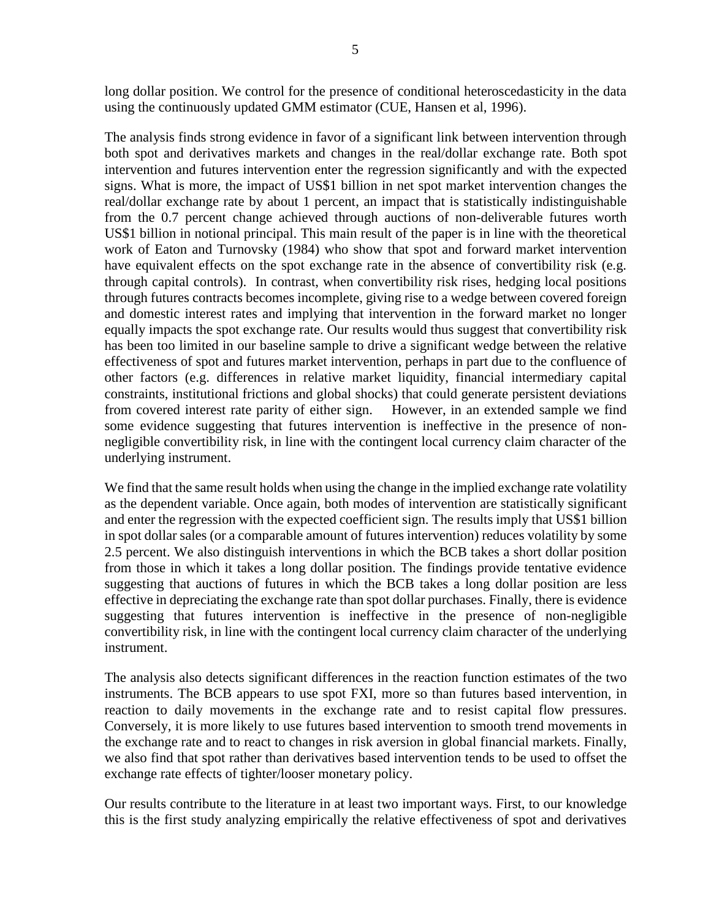long dollar position. We control for the presence of conditional heteroscedasticity in the data using the continuously updated GMM estimator (CUE, Hansen et al, 1996).

The analysis finds strong evidence in favor of a significant link between intervention through both spot and derivatives markets and changes in the real/dollar exchange rate. Both spot intervention and futures intervention enter the regression significantly and with the expected signs. What is more, the impact of US$1 billion in net spot market intervention changes the real/dollar exchange rate by about 1 percent, an impact that is statistically indistinguishable from the 0.7 percent change achieved through auctions of non-deliverable futures worth US$1 billion in notional principal. This main result of the paper is in line with the theoretical work of Eaton and Turnovsky (1984) who show that spot and forward market intervention have equivalent effects on the spot exchange rate in the absence of convertibility risk (e.g. through capital controls). In contrast, when convertibility risk rises, hedging local positions through futures contracts becomes incomplete, giving rise to a wedge between covered foreign and domestic interest rates and implying that intervention in the forward market no longer equally impacts the spot exchange rate. Our results would thus suggest that convertibility risk has been too limited in our baseline sample to drive a significant wedge between the relative effectiveness of spot and futures market intervention, perhaps in part due to the confluence of other factors (e.g. differences in relative market liquidity, financial intermediary capital constraints, institutional frictions and global shocks) that could generate persistent deviations from covered interest rate parity of either sign. However, in an extended sample we find some evidence suggesting that futures intervention is ineffective in the presence of non-negligible convertibility risk, in line with the contingent local currency claim character of the underlying instrument.

We find that the same result holds when using the change in the implied exchange rate volatility as the dependent variable. Once again, both modes of intervention are statistically significant and enter the regression with the expected coefficient sign. The results imply that US$1 billion in spot dollar sales (or a comparable amount of futures intervention) reduces volatility by some 2.5 percent. We also distinguish interventions in which the BCB takes a short dollar position from those in which it takes a long dollar position. The findings provide tentative evidence suggesting that auctions of futures in which the BCB takes a long dollar position are less effective in depreciating the exchange rate than spot dollar purchases. Finally, there is evidence suggesting that futures intervention is ineffective in the presence of non-negligible convertibility risk, in line with the contingent local currency claim character of the underlying instrument.

The analysis also detects significant differences in the reaction function estimates of the two instruments. The BCB appears to use spot FXI, more so than futures based intervention, in reaction to daily movements in the exchange rate and to resist capital flow pressures. Conversely, it is more likely to use futures based intervention to smooth trend movements in the exchange rate and to react to changes in risk aversion in global financial markets. Finally, we also find that spot rather than derivatives based intervention tends to be used to offset the exchange rate effects of tighter/looser monetary policy.

Our results contribute to the literature in at least two important ways. First, to our knowledge this is the first study analyzing empirically the relative effectiveness of spot and derivatives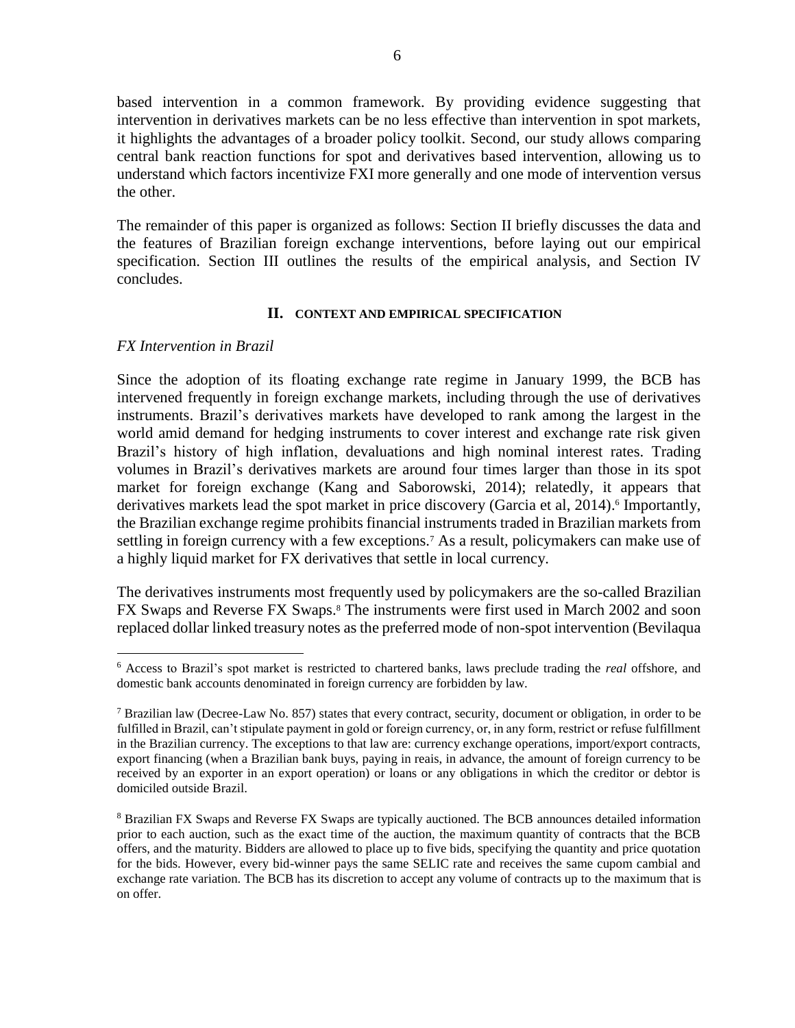based intervention in a common framework. By providing evidence suggesting that intervention in derivatives markets can be no less effective than intervention in spot markets, it highlights the advantages of a broader policy toolkit. Second, our study allows comparing central bank reaction functions for spot and derivatives based intervention, allowing us to understand which factors incentivize FXI more generally and one mode of intervention versus the other.

The remainder of this paper is organized as follows: Section II briefly discusses the data and the features of Brazilian foreign exchange interventions, before laying out our empirical specification. Section III outlines the results of the empirical analysis, and Section IV concludes.

## II. Context and Empirical Specification

*FX Intervention in Brazil*

Since the adoption of its floating exchange rate regime in January 1999, the BCB has intervened frequently in foreign exchange markets, including through the use of derivatives instruments. Brazil's derivatives markets have developed to rank among the largest in the world amid demand for hedging instruments to cover interest and exchange rate risk given Brazil's history of high inflation, devaluations and high nominal interest rates. Trading volumes in Brazil's derivatives markets are around four times larger than those in its spot market for foreign exchange (Kang and Saborowski, 2014); relatedly, it appears that derivatives markets lead the spot market in price discovery (Garcia et al, 2014).[6] Importantly, the Brazilian exchange regime prohibits financial instruments traded in Brazilian markets from settling in foreign currency with a few exceptions.[7] As a result, policymakers can make use of a highly liquid market for FX derivatives that settle in local currency.

The derivatives instruments most frequently used by policymakers are the so-called Brazilian FX Swaps and Reverse FX Swaps.[8] The instruments were first used in March 2002 and soon replaced dollar linked treasury notes as the preferred mode of non-spot intervention (Bevilaqua

---

[6] Access to Brazil's spot market is restricted to chartered banks, laws preclude trading the *real* offshore, and domestic bank accounts denominated in foreign currency are forbidden by law.

[7] Brazilian law (Decree-Law No. 857) states that every contract, security, document or obligation, in order to be fulfilled in Brazil, can't stipulate payment in gold or foreign currency, or, in any form, restrict or refuse fulfillment in the Brazilian currency. The exceptions to that law are: currency exchange operations, import/export contracts, export financing (when a Brazilian bank buys, paying in reais, in advance, the amount of foreign currency to be received by an exporter in an export operation) or loans or any obligations in which the creditor or debtor is domiciled outside Brazil.

[8] Brazilian FX Swaps and Reverse FX Swaps are typically auctioned. The BCB announces detailed information prior to each auction, such as the exact time of the auction, the maximum quantity of contracts that the BCB offers, and the maturity. Bidders are allowed to place up to five bids, specifying the quantity and price quotation for the bids. However, every bid-winner pays the same SELIC rate and receives the same cupom cambial and exchange rate variation. The BCB has its discretion to accept any volume of contracts up to the maximum that is on offer.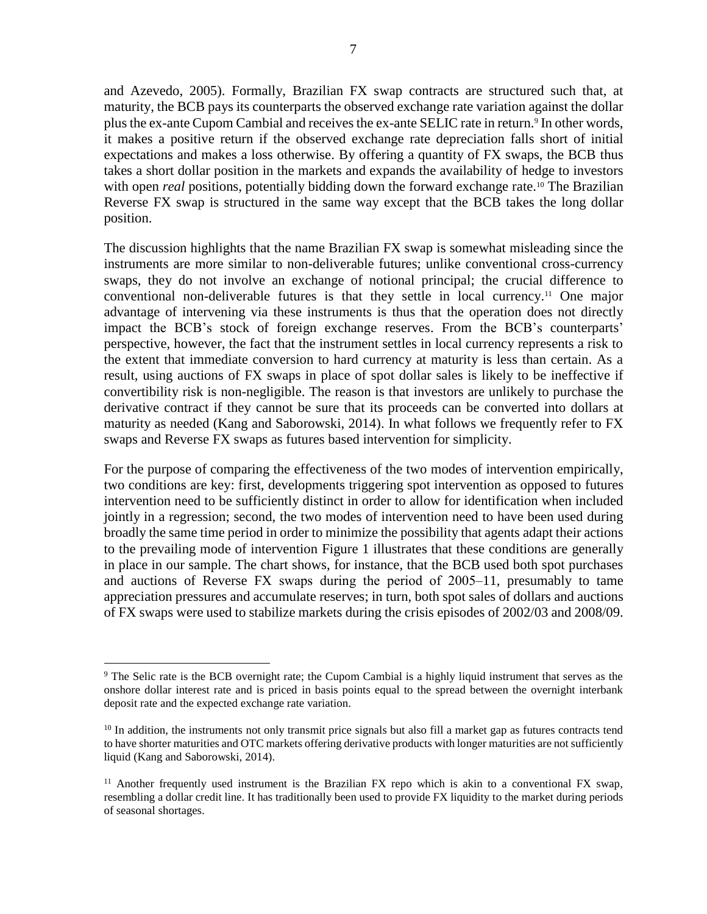and Azevedo, 2005). Formally, Brazilian FX swap contracts are structured such that, at maturity, the BCB pays its counterparts the observed exchange rate variation against the dollar plus the ex-ante Cupom Cambial and receives the ex-ante SELIC rate in return.[9] In other words, it makes a positive return if the observed exchange rate depreciation falls short of initial expectations and makes a loss otherwise. By offering a quantity of FX swaps, the BCB thus takes a short dollar position in the markets and expands the availability of hedge to investors with open *real* positions, potentially bidding down the forward exchange rate.[10] The Brazilian Reverse FX swap is structured in the same way except that the BCB takes the long dollar position.

The discussion highlights that the name Brazilian FX swap is somewhat misleading since the instruments are more similar to non-deliverable futures; unlike conventional cross-currency swaps, they do not involve an exchange of notional principal; the crucial difference to conventional non-deliverable futures is that they settle in local currency.[11] One major advantage of intervening via these instruments is thus that the operation does not directly impact the BCB's stock of foreign exchange reserves. From the BCB's counterparts' perspective, however, the fact that the instrument settles in local currency represents a risk to the extent that immediate conversion to hard currency at maturity is less than certain. As a result, using auctions of FX swaps in place of spot dollar sales is likely to be ineffective if convertibility risk is non-negligible. The reason is that investors are unlikely to purchase the derivative contract if they cannot be sure that its proceeds can be converted into dollars at maturity as needed (Kang and Saborowski, 2014). In what follows we frequently refer to FX swaps and Reverse FX swaps as futures based intervention for simplicity.

For the purpose of comparing the effectiveness of the two modes of intervention empirically, two conditions are key: first, developments triggering spot intervention as opposed to futures intervention need to be sufficiently distinct in order to allow for identification when included jointly in a regression; second, the two modes of intervention need to have been used during broadly the same time period in order to minimize the possibility that agents adapt their actions to the prevailing mode of intervention Figure 1 illustrates that these conditions are generally in place in our sample. The chart shows, for instance, that the BCB used both spot purchases and auctions of Reverse FX swaps during the period of 2005–11, presumably to tame appreciation pressures and accumulate reserves; in turn, both spot sales of dollars and auctions of FX swaps were used to stabilize markets during the crisis episodes of 2002/03 and 2008/09.

---

[9] The Selic rate is the BCB overnight rate; the Cupom Cambial is a highly liquid instrument that serves as the onshore dollar interest rate and is priced in basis points equal to the spread between the overnight interbank deposit rate and the expected exchange rate variation.

[10] In addition, the instruments not only transmit price signals but also fill a market gap as futures contracts tend to have shorter maturities and OTC markets offering derivative products with longer maturities are not sufficiently liquid (Kang and Saborowski, 2014).

[11] Another frequently used instrument is the Brazilian FX repo which is akin to a conventional FX swap, resembling a dollar credit line. It has traditionally been used to provide FX liquidity to the market during periods of seasonal shortages.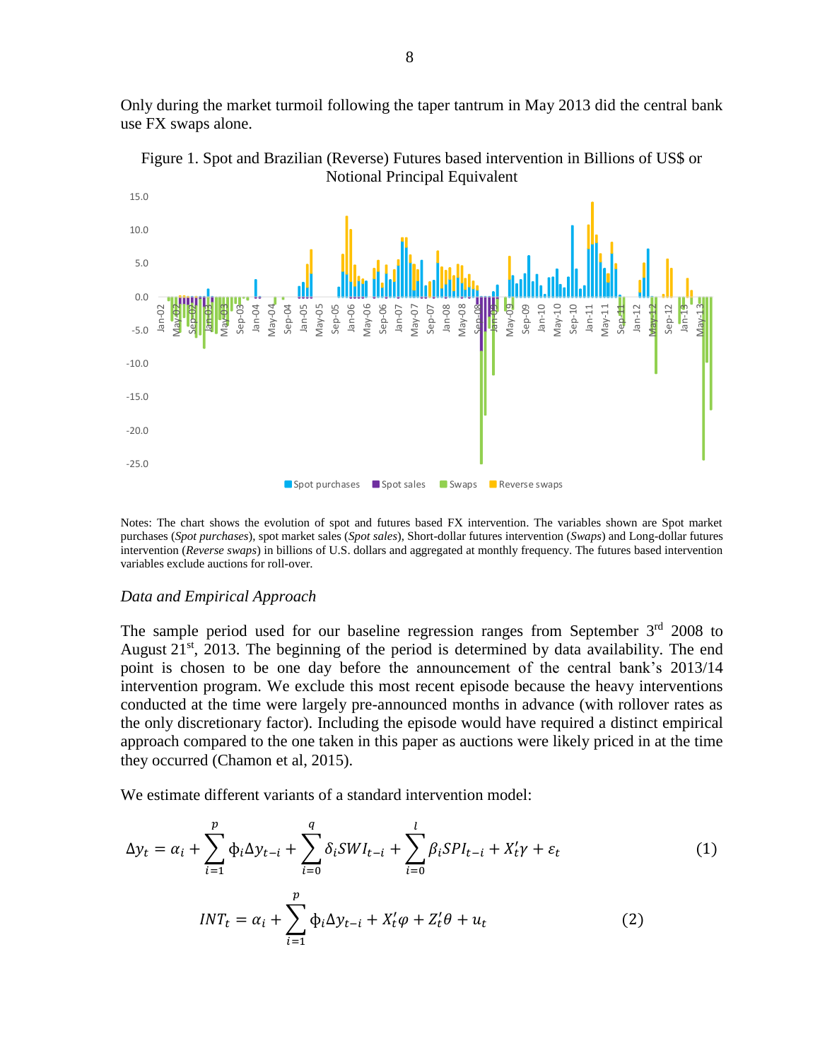Only during the market turmoil following the taper tantrum in May 2013 did the central bank use FX swaps alone.

Figure 1. Spot and Brazilian (Reverse) Futures based intervention in Billions of US$ or Notional Principal Equivalent

Notes: The chart shows the evolution of spot and futures based FX intervention. The variables shown are Spot market purchases (*Spot purchases*), spot market sales (*Spot sales*), Short-dollar futures intervention (*Swaps*) and Long-dollar futures intervention (*Reverse swaps*) in billions of U.S. dollars and aggregated at monthly frequency. The futures based intervention variables exclude auctions for roll-over.

### *Data and Empirical Approach*

The sample period used for our baseline regression ranges from September 3rd 2008 to August 21st, 2013. The beginning of the period is determined by data availability. The end point is chosen to be one day before the announcement of the central bank's 2013/14 intervention program. We exclude this most recent episode because the heavy interventions conducted at the time were largely pre-announced months in advance (with rollover rates as the only discretionary factor). Including the episode would have required a distinct empirical approach compared to the one taken in this paper as auctions were likely priced in at the time they occurred (Chamon et al, 2015).

We estimate different variants of a standard intervention model:

$$\Delta y_t = \alpha_i + \sum_{i=1}^{p} \phi_i \Delta y_{t-i} + \sum_{i=0}^{q} \delta_i SWI_{t-i} + \sum_{i=0}^{l} \beta_i SPI_{t-i} + X_t'\gamma + \varepsilon_t \tag{1}$$

$$INT_t = \alpha_i + \sum_{i=1}^{p} \phi_i \Delta y_{t-i} + X_t'\varphi + Z_t'\theta + u_t \tag{2}$$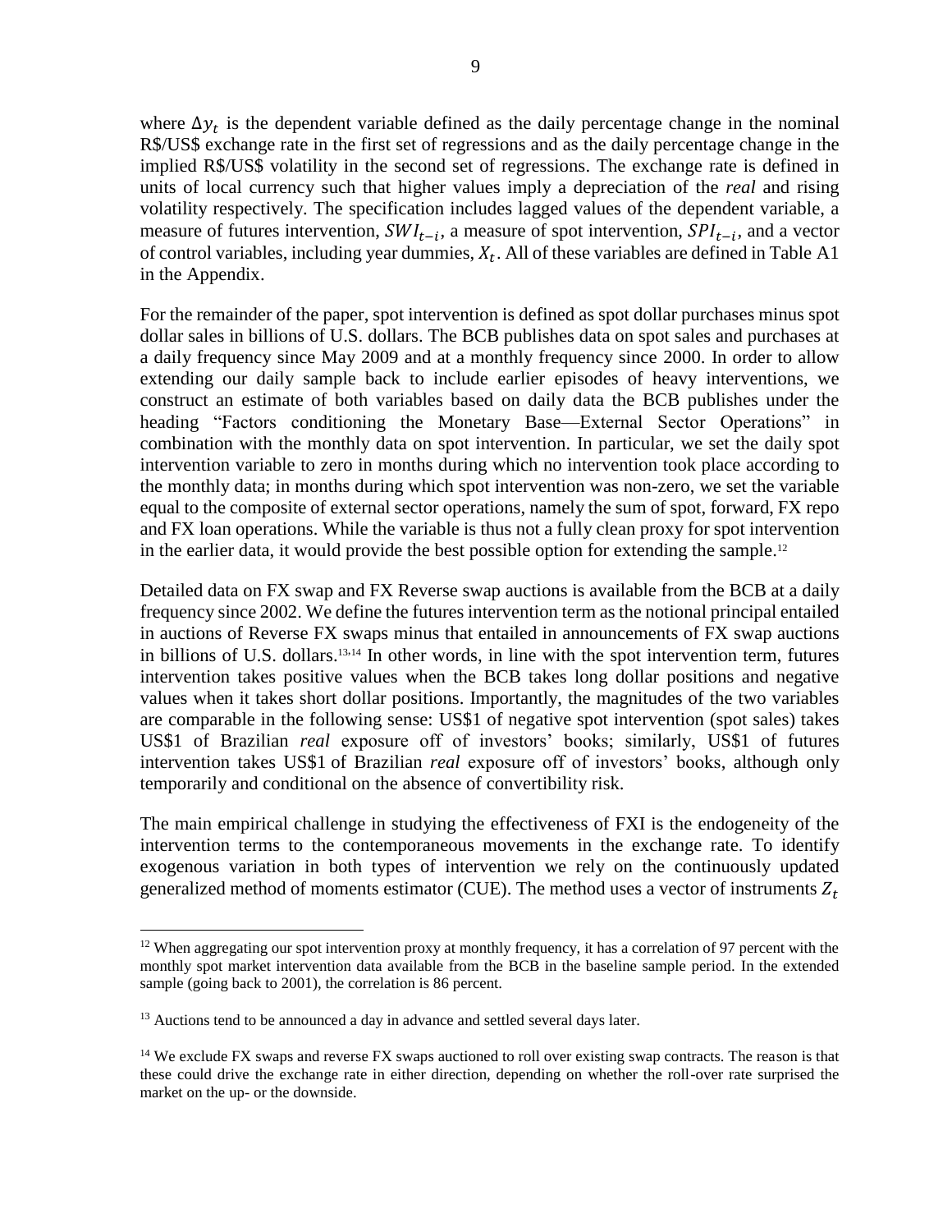where $\Delta y_t$ is the dependent variable defined as the daily percentage change in the nominal R$/US$ exchange rate in the first set of regressions and as the daily percentage change in the implied R$/US$ volatility in the second set of regressions. The exchange rate is defined in units of local currency such that higher values imply a depreciation of the *real* and rising volatility respectively. The specification includes lagged values of the dependent variable, a measure of futures intervention, $SWI_{t-i}$, a measure of spot intervention, $SPI_{t-i}$, and a vector of control variables, including year dummies, $X_t$. All of these variables are defined in Table A1 in the Appendix.

For the remainder of the paper, spot intervention is defined as spot dollar purchases minus spot dollar sales in billions of U.S. dollars. The BCB publishes data on spot sales and purchases at a daily frequency since May 2009 and at a monthly frequency since 2000. In order to allow extending our daily sample back to include earlier episodes of heavy interventions, we construct an estimate of both variables based on daily data the BCB publishes under the heading "Factors conditioning the Monetary Base—External Sector Operations" in combination with the monthly data on spot intervention. In particular, we set the daily spot intervention variable to zero in months during which no intervention took place according to the monthly data; in months during which spot intervention was non-zero, we set the variable equal to the composite of external sector operations, namely the sum of spot, forward, FX repo and FX loan operations. While the variable is thus not a fully clean proxy for spot intervention in the earlier data, it would provide the best possible option for extending the sample.[12]

Detailed data on FX swap and FX Reverse swap auctions is available from the BCB at a daily frequency since 2002. We define the futures intervention term as the notional principal entailed in auctions of Reverse FX swaps minus that entailed in announcements of FX swap auctions in billions of U.S. dollars.[13,14] In other words, in line with the spot intervention term, futures intervention takes positive values when the BCB takes long dollar positions and negative values when it takes short dollar positions. Importantly, the magnitudes of the two variables are comparable in the following sense: US$1 of negative spot intervention (spot sales) takes US$1 of Brazilian *real* exposure off of investors' books; similarly, US$1 of futures intervention takes US$1 of Brazilian *real* exposure off of investors' books, although only temporarily and conditional on the absence of convertibility risk.

The main empirical challenge in studying the effectiveness of FXI is the endogeneity of the intervention terms to the contemporaneous movements in the exchange rate. To identify exogenous variation in both types of intervention we rely on the continuously updated generalized method of moments estimator (CUE). The method uses a vector of instruments $Z_t$

[12] When aggregating our spot intervention proxy at monthly frequency, it has a correlation of 97 percent with the monthly spot market intervention data available from the BCB in the baseline sample period. In the extended sample (going back to 2001), the correlation is 86 percent.

[13] Auctions tend to be announced a day in advance and settled several days later.

[14] We exclude FX swaps and reverse FX swaps auctioned to roll over existing swap contracts. The reason is that these could drive the exchange rate in either direction, depending on whether the roll-over rate surprised the market on the up- or the downside.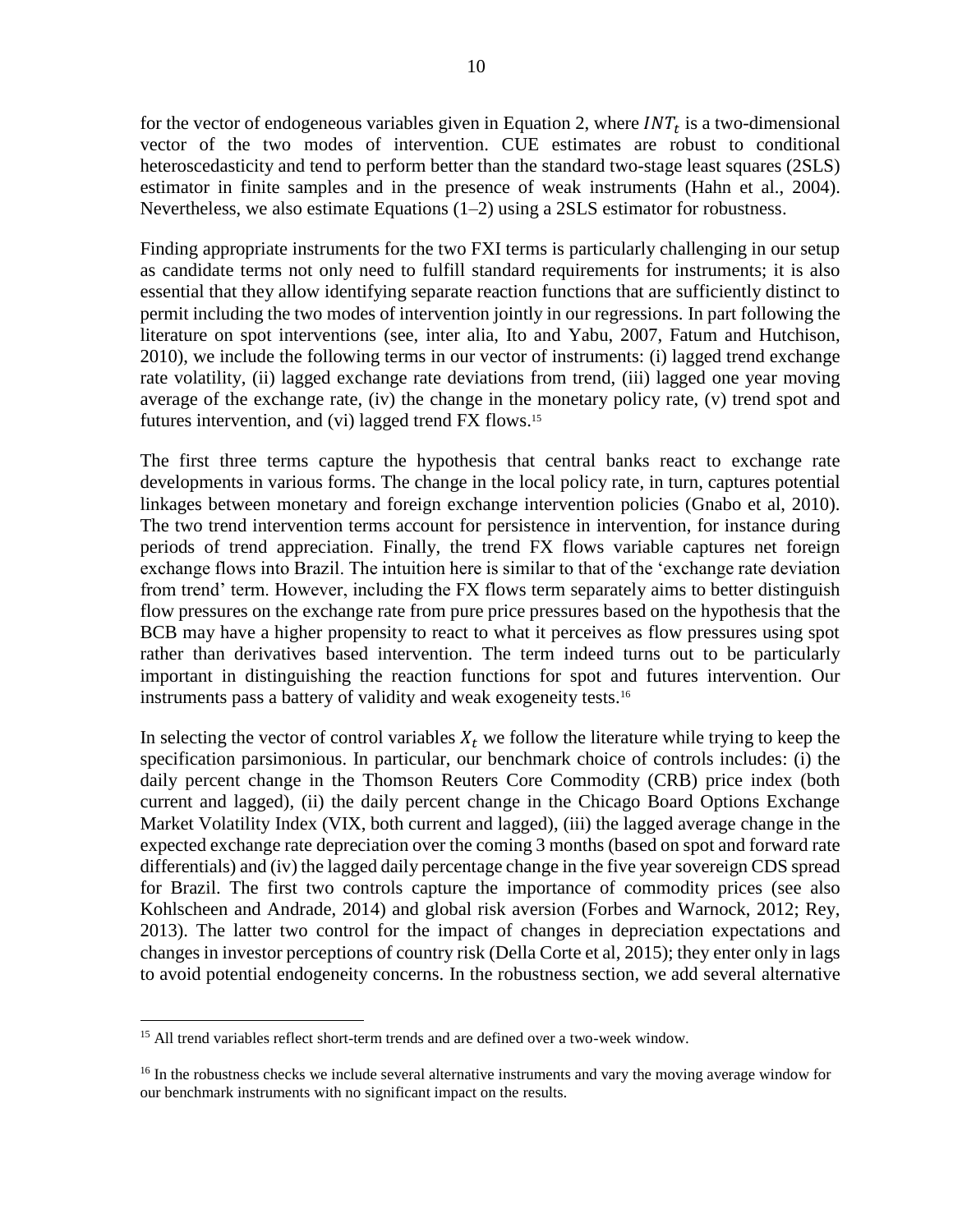for the vector of endogeneous variables given in Equation 2, where $INT_t$ is a two-dimensional vector of the two modes of intervention. CUE estimates are robust to conditional heteroscedasticity and tend to perform better than the standard two-stage least squares (2SLS) estimator in finite samples and in the presence of weak instruments (Hahn et al., 2004). Nevertheless, we also estimate Equations (1–2) using a 2SLS estimator for robustness.

Finding appropriate instruments for the two FXI terms is particularly challenging in our setup as candidate terms not only need to fulfill standard requirements for instruments; it is also essential that they allow identifying separate reaction functions that are sufficiently distinct to permit including the two modes of intervention jointly in our regressions. In part following the literature on spot interventions (see, inter alia, Ito and Yabu, 2007, Fatum and Hutchison, 2010), we include the following terms in our vector of instruments: (i) lagged trend exchange rate volatility, (ii) lagged exchange rate deviations from trend, (iii) lagged one year moving average of the exchange rate, (iv) the change in the monetary policy rate, (v) trend spot and futures intervention, and (vi) lagged trend FX flows.[15]

The first three terms capture the hypothesis that central banks react to exchange rate developments in various forms. The change in the local policy rate, in turn, captures potential linkages between monetary and foreign exchange intervention policies (Gnabo et al, 2010). The two trend intervention terms account for persistence in intervention, for instance during periods of trend appreciation. Finally, the trend FX flows variable captures net foreign exchange flows into Brazil. The intuition here is similar to that of the 'exchange rate deviation from trend' term. However, including the FX flows term separately aims to better distinguish flow pressures on the exchange rate from pure price pressures based on the hypothesis that the BCB may have a higher propensity to react to what it perceives as flow pressures using spot rather than derivatives based intervention. The term indeed turns out to be particularly important in distinguishing the reaction functions for spot and futures intervention. Our instruments pass a battery of validity and weak exogeneity tests.[16]

In selecting the vector of control variables $X_t$ we follow the literature while trying to keep the specification parsimonious. In particular, our benchmark choice of controls includes: (i) the daily percent change in the Thomson Reuters Core Commodity (CRB) price index (both current and lagged), (ii) the daily percent change in the Chicago Board Options Exchange Market Volatility Index (VIX, both current and lagged), (iii) the lagged average change in the expected exchange rate depreciation over the coming 3 months (based on spot and forward rate differentials) and (iv) the lagged daily percentage change in the five year sovereign CDS spread for Brazil. The first two controls capture the importance of commodity prices (see also Kohlscheen and Andrade, 2014) and global risk aversion (Forbes and Warnock, 2012; Rey, 2013). The latter two control for the impact of changes in depreciation expectations and changes in investor perceptions of country risk (Della Corte et al, 2015); they enter only in lags to avoid potential endogeneity concerns. In the robustness section, we add several alternative

[15] All trend variables reflect short-term trends and are defined over a two-week window.

[16] In the robustness checks we include several alternative instruments and vary the moving average window for our benchmark instruments with no significant impact on the results.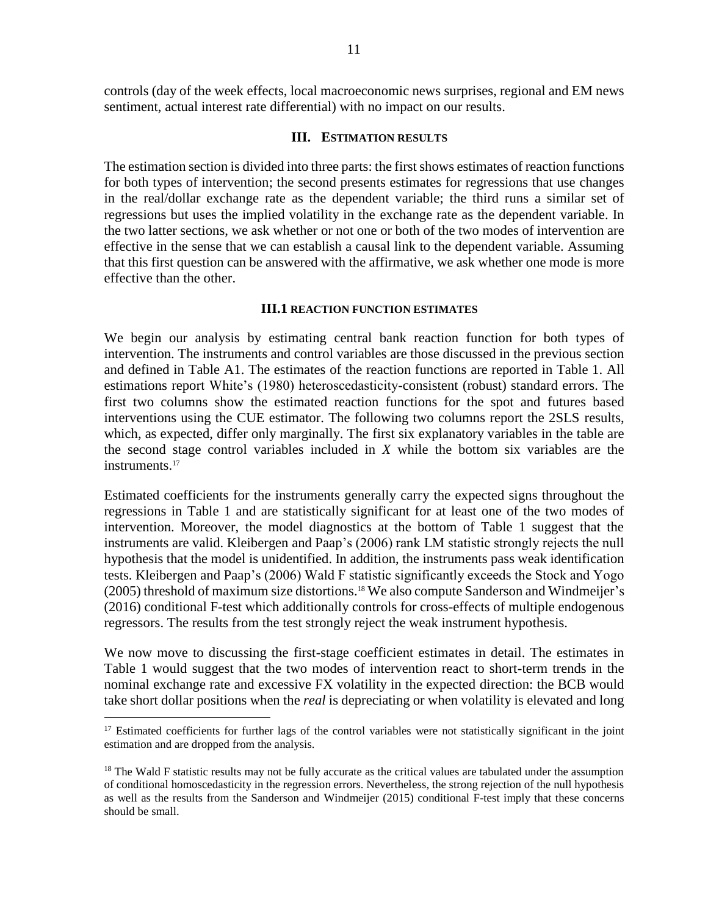controls (day of the week effects, local macroeconomic news surprises, regional and EM news sentiment, actual interest rate differential) with no impact on our results.

## III. Estimation Results

The estimation section is divided into three parts: the first shows estimates of reaction functions for both types of intervention; the second presents estimates for regressions that use changes in the real/dollar exchange rate as the dependent variable; the third runs a similar set of regressions but uses the implied volatility in the exchange rate as the dependent variable. In the two latter sections, we ask whether or not one or both of the two modes of intervention are effective in the sense that we can establish a causal link to the dependent variable. Assuming that this first question can be answered with the affirmative, we ask whether one mode is more effective than the other.

### III.1 Reaction Function Estimates

We begin our analysis by estimating central bank reaction function for both types of intervention. The instruments and control variables are those discussed in the previous section and defined in Table A1. The estimates of the reaction functions are reported in Table 1. All estimations report White's (1980) heteroscedasticity-consistent (robust) standard errors. The first two columns show the estimated reaction functions for the spot and futures based interventions using the CUE estimator. The following two columns report the 2SLS results, which, as expected, differ only marginally. The first six explanatory variables in the table are the second stage control variables included in $X$ while the bottom six variables are the instruments.[17]

Estimated coefficients for the instruments generally carry the expected signs throughout the regressions in Table 1 and are statistically significant for at least one of the two modes of intervention. Moreover, the model diagnostics at the bottom of Table 1 suggest that the instruments are valid. Kleibergen and Paap's (2006) rank LM statistic strongly rejects the null hypothesis that the model is unidentified. In addition, the instruments pass weak identification tests. Kleibergen and Paap's (2006) Wald F statistic significantly exceeds the Stock and Yogo (2005) threshold of maximum size distortions.[18] We also compute Sanderson and Windmeijer's (2016) conditional F-test which additionally controls for cross-effects of multiple endogenous regressors. The results from the test strongly reject the weak instrument hypothesis.

We now move to discussing the first-stage coefficient estimates in detail. The estimates in Table 1 would suggest that the two modes of intervention react to short-term trends in the nominal exchange rate and excessive FX volatility in the expected direction: the BCB would take short dollar positions when the *real* is depreciating or when volatility is elevated and long

---

[17] Estimated coefficients for further lags of the control variables were not statistically significant in the joint estimation and are dropped from the analysis.

[18] The Wald F statistic results may not be fully accurate as the critical values are tabulated under the assumption of conditional homoscedasticity in the regression errors. Nevertheless, the strong rejection of the null hypothesis as well as the results from the Sanderson and Windmeijer (2015) conditional F-test imply that these concerns should be small.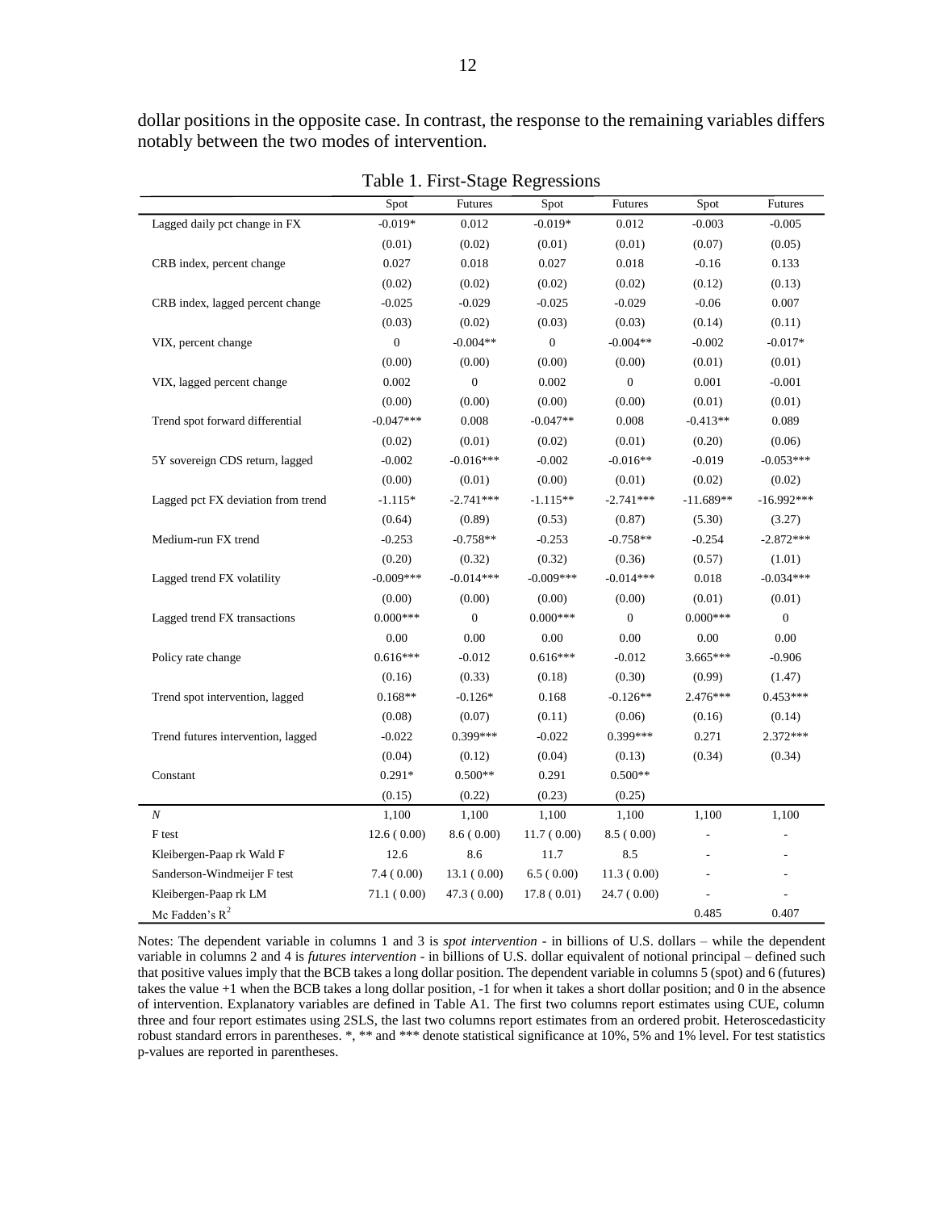dollar positions in the opposite case. In contrast, the response to the remaining variables differs notably between the two modes of intervention.

Table 1. First-Stage Regressions

| | Spot | Futures | Spot | Futures | Spot | Futures |
|---|---|---|---|---|---|---|
| Lagged daily pct change in FX | -0.019* | 0.012 | -0.019* | 0.012 | -0.003 | -0.005 |
| | (0.01) | (0.02) | (0.01) | (0.01) | (0.07) | (0.05) |
| CRB index, percent change | 0.027 | 0.018 | 0.027 | 0.018 | -0.16 | 0.133 |
| | (0.02) | (0.02) | (0.02) | (0.02) | (0.12) | (0.13) |
| CRB index, lagged percent change | -0.025 | -0.029 | -0.025 | -0.029 | -0.06 | 0.007 |
| | (0.03) | (0.02) | (0.03) | (0.03) | (0.14) | (0.11) |
| VIX, percent change | 0 | -0.004** | 0 | -0.004** | -0.002 | -0.017* |
| | (0.00) | (0.00) | (0.00) | (0.00) | (0.01) | (0.01) |
| VIX, lagged percent change | 0.002 | 0 | 0.002 | 0 | 0.001 | -0.001 |
| | (0.00) | (0.00) | (0.00) | (0.00) | (0.01) | (0.01) |
| Trend spot forward differential | -0.047*** | 0.008 | -0.047** | 0.008 | -0.413** | 0.089 |
| | (0.02) | (0.01) | (0.02) | (0.01) | (0.20) | (0.06) |
| 5Y sovereign CDS return, lagged | -0.002 | -0.016*** | -0.002 | -0.016** | -0.019 | -0.053*** |
| | (0.00) | (0.01) | (0.00) | (0.01) | (0.02) | (0.02) |
| Lagged pct FX deviation from trend | -1.115* | -2.741*** | -1.115** | -2.741*** | -11.689** | -16.992*** |
| | (0.64) | (0.89) | (0.53) | (0.87) | (5.30) | (3.27) |
| Medium-run FX trend | -0.253 | -0.758** | -0.253 | -0.758** | -0.254 | -2.872*** |
| | (0.20) | (0.32) | (0.32) | (0.36) | (0.57) | (1.01) |
| Lagged trend FX volatility | -0.009*** | -0.014*** | -0.009*** | -0.014*** | 0.018 | -0.034*** |
| | (0.00) | (0.00) | (0.00) | (0.00) | (0.01) | (0.01) |
| Lagged trend FX transactions | 0.000*** | 0 | 0.000*** | 0 | 0.000*** | 0 |
| | 0.00 | 0.00 | 0.00 | 0.00 | 0.00 | 0.00 |
| Policy rate change | 0.616*** | -0.012 | 0.616*** | -0.012 | 3.665*** | -0.906 |
| | (0.16) | (0.33) | (0.18) | (0.30) | (0.99) | (1.47) |
| Trend spot intervention, lagged | 0.168** | -0.126* | 0.168 | -0.126** | 2.476*** | 0.453*** |
| | (0.08) | (0.07) | (0.11) | (0.06) | (0.16) | (0.14) |
| Trend futures intervention, lagged | -0.022 | 0.399*** | -0.022 | 0.399*** | 0.271 | 2.372*** |
| | (0.04) | (0.12) | (0.04) | (0.13) | (0.34) | (0.34) |
| Constant | 0.291* | 0.500** | 0.291 | 0.500** | | |
| | (0.15) | (0.22) | (0.23) | (0.25) | | |
| *N* | 1,100 | 1,100 | 1,100 | 1,100 | 1,100 | 1,100 |
| F test | 12.6 ( 0.00) | 8.6 ( 0.00) | 11.7 ( 0.00) | 8.5 ( 0.00) | - | - |
| Kleibergen-Paap rk Wald F | 12.6 | 8.6 | 11.7 | 8.5 | - | - |
| Sanderson-Windmeijer F test | 7.4 ( 0.00) | 13.1 ( 0.00) | 6.5 ( 0.00) | 11.3 ( 0.00) | - | - |
| Kleibergen-Paap rk LM | 71.1 ( 0.00) | 47.3 ( 0.00) | 17.8 ( 0.01) | 24.7 ( 0.00) | - | - |
| Mc Fadden's $R^2$ | | | | | 0.485 | 0.407 |

Notes: The dependent variable in columns 1 and 3 is *spot intervention* - in billions of U.S. dollars – while the dependent variable in columns 2 and 4 is *futures intervention* - in billions of U.S. dollar equivalent of notional principal – defined such that positive values imply that the BCB takes a long dollar position. The dependent variable in columns 5 (spot) and 6 (futures) takes the value +1 when the BCB takes a long dollar position, -1 for when it takes a short dollar position; and 0 in the absence of intervention. Explanatory variables are defined in Table A1. The first two columns report estimates using CUE, column three and four report estimates using 2SLS, the last two columns report estimates from an ordered probit. Heteroscedasticity robust standard errors in parentheses. *, ** and *** denote statistical significance at 10%, 5% and 1% level. For test statistics p-values are reported in parentheses.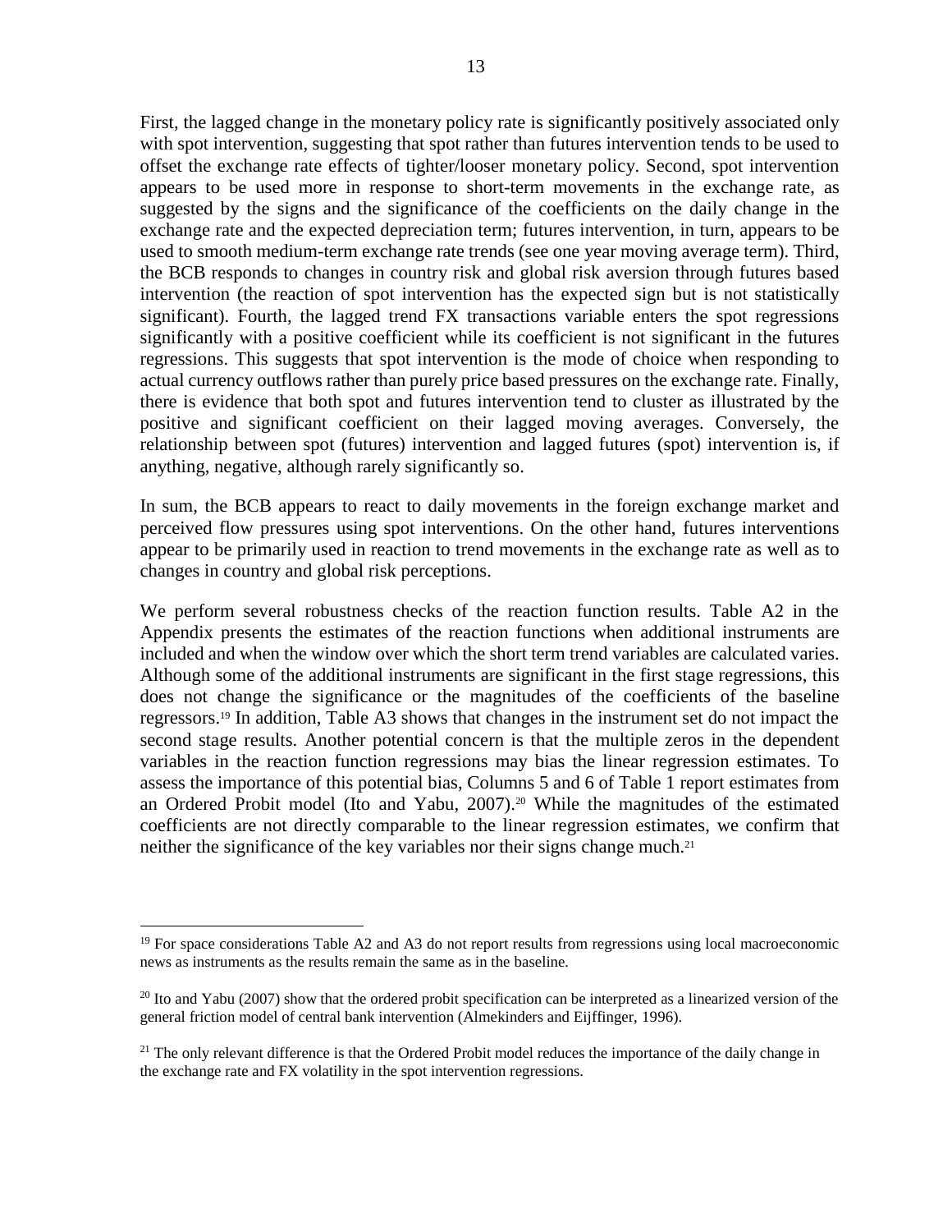First, the lagged change in the monetary policy rate is significantly positively associated only with spot intervention, suggesting that spot rather than futures intervention tends to be used to offset the exchange rate effects of tighter/looser monetary policy. Second, spot intervention appears to be used more in response to short-term movements in the exchange rate, as suggested by the signs and the significance of the coefficients on the daily change in the exchange rate and the expected depreciation term; futures intervention, in turn, appears to be used to smooth medium-term exchange rate trends (see one year moving average term). Third, the BCB responds to changes in country risk and global risk aversion through futures based intervention (the reaction of spot intervention has the expected sign but is not statistically significant). Fourth, the lagged trend FX transactions variable enters the spot regressions significantly with a positive coefficient while its coefficient is not significant in the futures regressions. This suggests that spot intervention is the mode of choice when responding to actual currency outflows rather than purely price based pressures on the exchange rate. Finally, there is evidence that both spot and futures intervention tend to cluster as illustrated by the positive and significant coefficient on their lagged moving averages. Conversely, the relationship between spot (futures) intervention and lagged futures (spot) intervention is, if anything, negative, although rarely significantly so.

In sum, the BCB appears to react to daily movements in the foreign exchange market and perceived flow pressures using spot interventions. On the other hand, futures interventions appear to be primarily used in reaction to trend movements in the exchange rate as well as to changes in country and global risk perceptions.

We perform several robustness checks of the reaction function results. Table A2 in the Appendix presents the estimates of the reaction functions when additional instruments are included and when the window over which the short term trend variables are calculated varies. Although some of the additional instruments are significant in the first stage regressions, this does not change the significance or the magnitudes of the coefficients of the baseline regressors.[19] In addition, Table A3 shows that changes in the instrument set do not impact the second stage results. Another potential concern is that the multiple zeros in the dependent variables in the reaction function regressions may bias the linear regression estimates. To assess the importance of this potential bias, Columns 5 and 6 of Table 1 report estimates from an Ordered Probit model (Ito and Yabu, 2007).[20] While the magnitudes of the estimated coefficients are not directly comparable to the linear regression estimates, we confirm that neither the significance of the key variables nor their signs change much.[21]

[19] For space considerations Table A2 and A3 do not report results from regressions using local macroeconomic news as instruments as the results remain the same as in the baseline.

[20] Ito and Yabu (2007) show that the ordered probit specification can be interpreted as a linearized version of the general friction model of central bank intervention (Almekinders and Eijffinger, 1996).

[21] The only relevant difference is that the Ordered Probit model reduces the importance of the daily change in the exchange rate and FX volatility in the spot intervention regressions.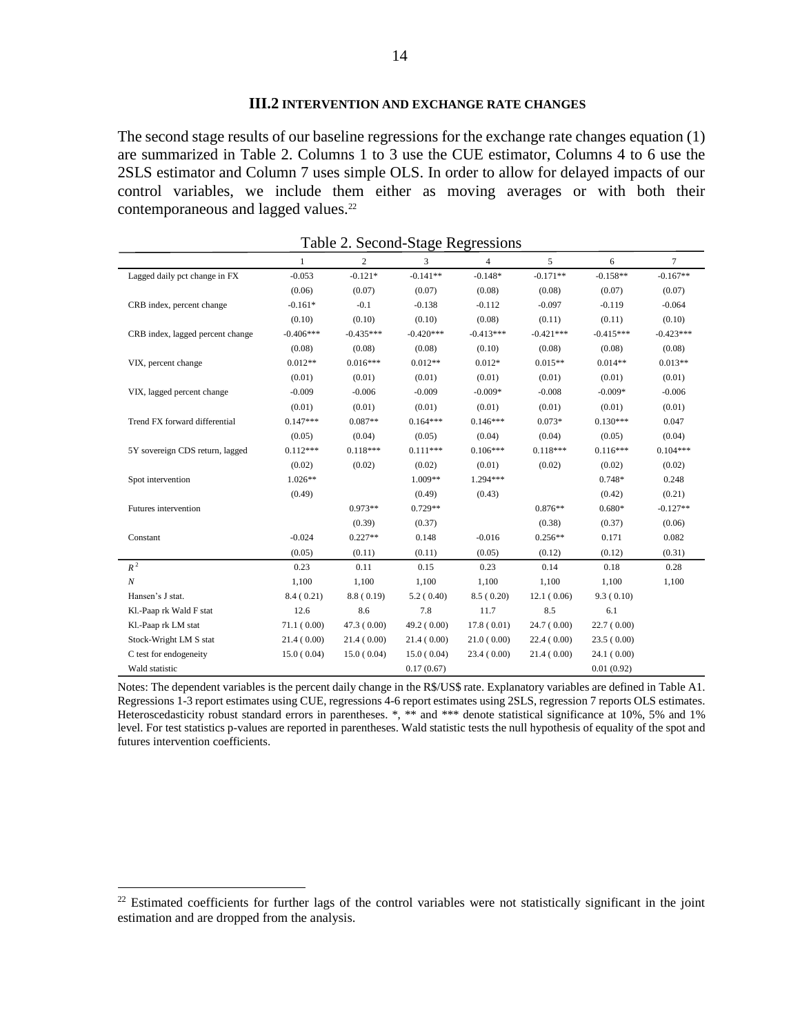### III.2 INTERVENTION AND EXCHANGE RATE CHANGES

The second stage results of our baseline regressions for the exchange rate changes equation (1) are summarized in Table 2. Columns 1 to 3 use the CUE estimator, Columns 4 to 6 use the 2SLS estimator and Column 7 uses simple OLS. In order to allow for delayed impacts of our control variables, we include them either as moving averages or with both their contemporaneous and lagged values.[22]

Table 2. Second-Stage Regressions

| | 1 | 2 | 3 | 4 | 5 | 6 | 7 |
|---|---|---|---|---|---|---|---|
| Lagged daily pct change in FX | -0.053 | -0.121* | -0.141** | -0.148* | -0.171** | -0.158** | -0.167** |
| | (0.06) | (0.07) | (0.07) | (0.08) | (0.08) | (0.07) | (0.07) |
| CRB index, percent change | -0.161* | -0.1 | -0.138 | -0.112 | -0.097 | -0.119 | -0.064 |
| | (0.10) | (0.10) | (0.10) | (0.08) | (0.11) | (0.11) | (0.10) |
| CRB index, lagged percent change | -0.406*** | -0.435*** | -0.420*** | -0.413*** | -0.421*** | -0.415*** | -0.423*** |
| | (0.08) | (0.08) | (0.08) | (0.10) | (0.08) | (0.08) | (0.08) |
| VIX, percent change | 0.012** | 0.016*** | 0.012** | 0.012* | 0.015** | 0.014** | 0.013** |
| | (0.01) | (0.01) | (0.01) | (0.01) | (0.01) | (0.01) | (0.01) |
| VIX, lagged percent change | -0.009 | -0.006 | -0.009 | -0.009* | -0.008 | -0.009* | -0.006 |
| | (0.01) | (0.01) | (0.01) | (0.01) | (0.01) | (0.01) | (0.01) |
| Trend FX forward differential | 0.147*** | 0.087** | 0.164*** | 0.146*** | 0.073* | 0.130*** | 0.047 |
| | (0.05) | (0.04) | (0.05) | (0.04) | (0.04) | (0.05) | (0.04) |
| 5Y sovereign CDS return, lagged | 0.112*** | 0.118*** | 0.111*** | 0.106*** | 0.118*** | 0.116*** | 0.104*** |
| | (0.02) | (0.02) | (0.02) | (0.01) | (0.02) | (0.02) | (0.02) |
| Spot intervention | 1.026** | | 1.009** | 1.294*** | | 0.748* | 0.248 |
| | (0.49) | | (0.49) | (0.43) | | (0.42) | (0.21) |
| Futures intervention | | 0.973** | 0.729** | | 0.876** | 0.680* | -0.127** |
| | | (0.39) | (0.37) | | (0.38) | (0.37) | (0.06) |
| Constant | -0.024 | 0.227** | 0.148 | -0.016 | 0.256** | 0.171 | 0.082 |
| | (0.05) | (0.11) | (0.11) | (0.05) | (0.12) | (0.12) | (0.31) |
| $R^2$ | 0.23 | 0.11 | 0.15 | 0.23 | 0.14 | 0.18 | 0.28 |
| $N$ | 1,100 | 1,100 | 1,100 | 1,100 | 1,100 | 1,100 | 1,100 |
| Hansen's J stat. | 8.4 ( 0.21) | 8.8 ( 0.19) | 5.2 ( 0.40) | 8.5 ( 0.20) | 12.1 ( 0.06) | 9.3 ( 0.10) | |
| Kl.-Paap rk Wald F stat | 12.6 | 8.6 | 7.8 | 11.7 | 8.5 | 6.1 | |
| Kl.-Paap rk LM stat | 71.1 ( 0.00) | 47.3 ( 0.00) | 49.2 ( 0.00) | 17.8 ( 0.01) | 24.7 ( 0.00) | 22.7 ( 0.00) | |
| Stock-Wright LM S stat | 21.4 ( 0.00) | 21.4 ( 0.00) | 21.4 ( 0.00) | 21.0 ( 0.00) | 22.4 ( 0.00) | 23.5 ( 0.00) | |
| C test for endogeneity | 15.0 ( 0.04) | 15.0 ( 0.04) | 15.0 ( 0.04) | 23.4 ( 0.00) | 21.4 ( 0.00) | 24.1 ( 0.00) | |
| Wald statistic | | | 0.17 (0.67) | | | 0.01 (0.92) | |

Notes: The dependent variables is the percent daily change in the R$/US$ rate. Explanatory variables are defined in Table A1. Regressions 1-3 report estimates using CUE, regressions 4-6 report estimates using 2SLS, regression 7 reports OLS estimates. Heteroscedasticity robust standard errors in parentheses. *, ** and *** denote statistical significance at 10%, 5% and 1% level. For test statistics p-values are reported in parentheses. Wald statistic tests the null hypothesis of equality of the spot and futures intervention coefficients.

[22] Estimated coefficients for further lags of the control variables were not statistically significant in the joint estimation and are dropped from the analysis.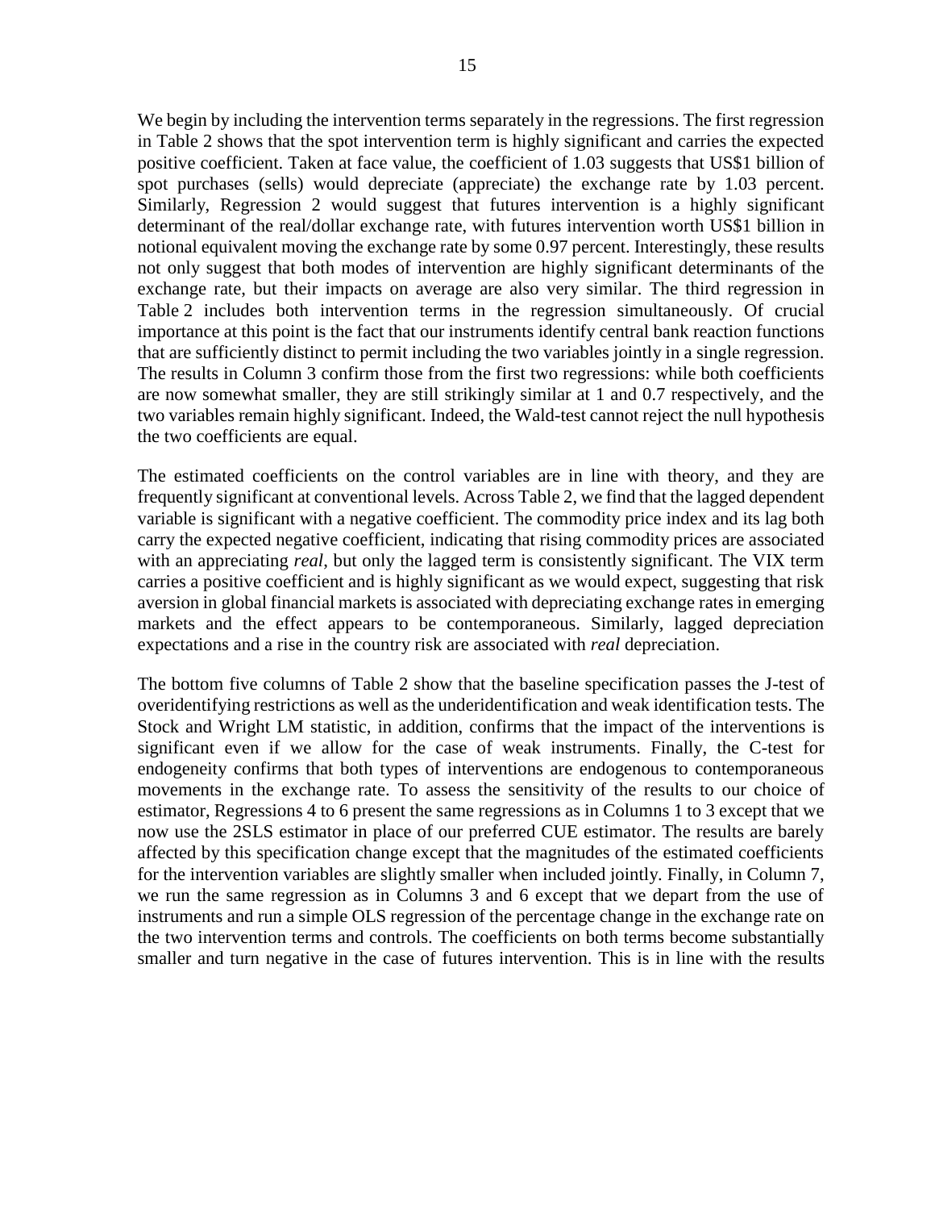We begin by including the intervention terms separately in the regressions. The first regression in Table 2 shows that the spot intervention term is highly significant and carries the expected positive coefficient. Taken at face value, the coefficient of 1.03 suggests that US$1 billion of spot purchases (sells) would depreciate (appreciate) the exchange rate by 1.03 percent. Similarly, Regression 2 would suggest that futures intervention is a highly significant determinant of the real/dollar exchange rate, with futures intervention worth US$1 billion in notional equivalent moving the exchange rate by some 0.97 percent. Interestingly, these results not only suggest that both modes of intervention are highly significant determinants of the exchange rate, but their impacts on average are also very similar. The third regression in Table 2 includes both intervention terms in the regression simultaneously. Of crucial importance at this point is the fact that our instruments identify central bank reaction functions that are sufficiently distinct to permit including the two variables jointly in a single regression. The results in Column 3 confirm those from the first two regressions: while both coefficients are now somewhat smaller, they are still strikingly similar at 1 and 0.7 respectively, and the two variables remain highly significant. Indeed, the Wald-test cannot reject the null hypothesis the two coefficients are equal.

The estimated coefficients on the control variables are in line with theory, and they are frequently significant at conventional levels. Across Table 2, we find that the lagged dependent variable is significant with a negative coefficient. The commodity price index and its lag both carry the expected negative coefficient, indicating that rising commodity prices are associated with an appreciating *real*, but only the lagged term is consistently significant. The VIX term carries a positive coefficient and is highly significant as we would expect, suggesting that risk aversion in global financial markets is associated with depreciating exchange rates in emerging markets and the effect appears to be contemporaneous. Similarly, lagged depreciation expectations and a rise in the country risk are associated with *real* depreciation.

The bottom five columns of Table 2 show that the baseline specification passes the J-test of overidentifying restrictions as well as the underidentification and weak identification tests. The Stock and Wright LM statistic, in addition, confirms that the impact of the interventions is significant even if we allow for the case of weak instruments. Finally, the C-test for endogeneity confirms that both types of interventions are endogenous to contemporaneous movements in the exchange rate. To assess the sensitivity of the results to our choice of estimator, Regressions 4 to 6 present the same regressions as in Columns 1 to 3 except that we now use the 2SLS estimator in place of our preferred CUE estimator. The results are barely affected by this specification change except that the magnitudes of the estimated coefficients for the intervention variables are slightly smaller when included jointly. Finally, in Column 7, we run the same regression as in Columns 3 and 6 except that we depart from the use of instruments and run a simple OLS regression of the percentage change in the exchange rate on the two intervention terms and controls. The coefficients on both terms become substantially smaller and turn negative in the case of futures intervention. This is in line with the results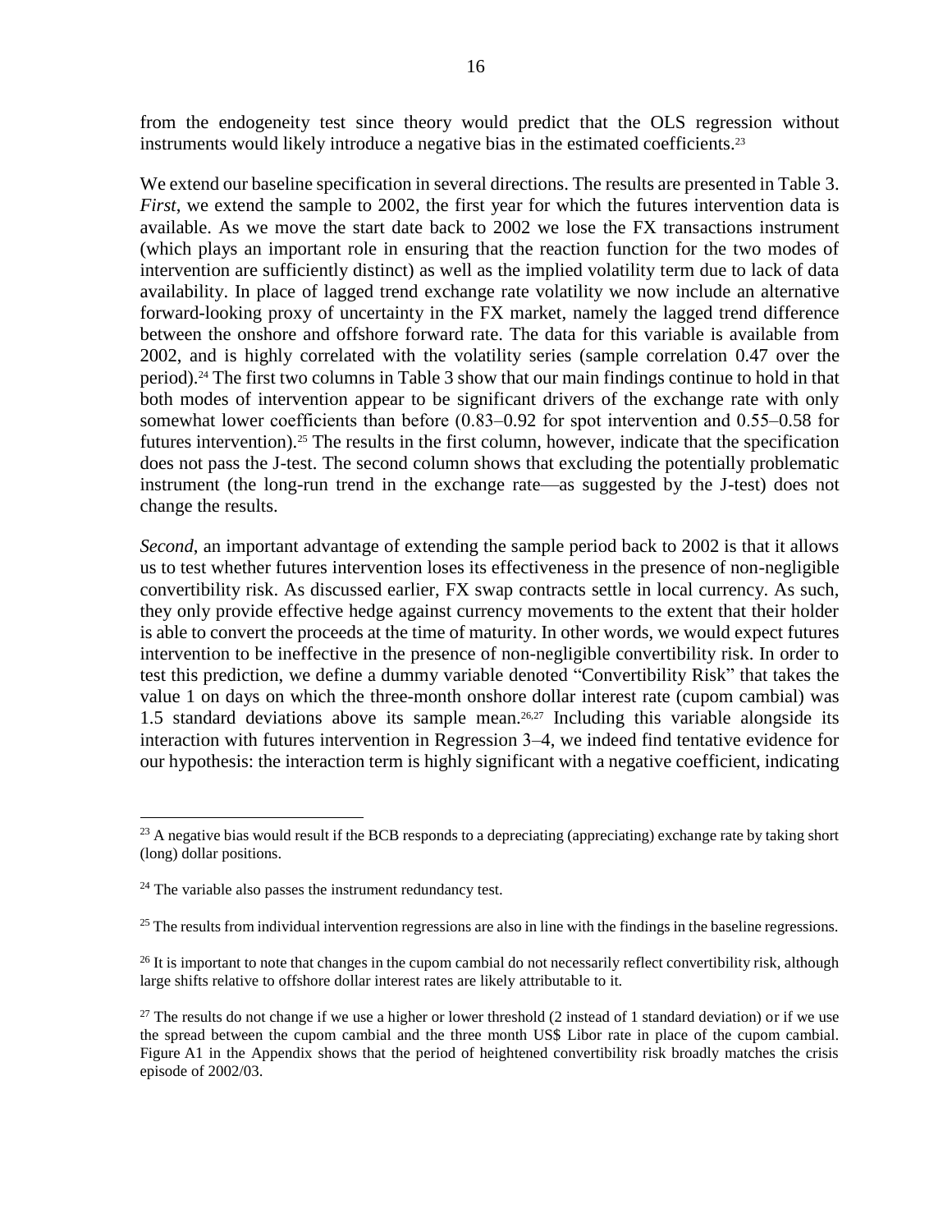from the endogeneity test since theory would predict that the OLS regression without instruments would likely introduce a negative bias in the estimated coefficients.[23]

We extend our baseline specification in several directions. The results are presented in Table 3. *First*, we extend the sample to 2002, the first year for which the futures intervention data is available. As we move the start date back to 2002 we lose the FX transactions instrument (which plays an important role in ensuring that the reaction function for the two modes of intervention are sufficiently distinct) as well as the implied volatility term due to lack of data availability. In place of lagged trend exchange rate volatility we now include an alternative forward-looking proxy of uncertainty in the FX market, namely the lagged trend difference between the onshore and offshore forward rate. The data for this variable is available from 2002, and is highly correlated with the volatility series (sample correlation 0.47 over the period).[24] The first two columns in Table 3 show that our main findings continue to hold in that both modes of intervention appear to be significant drivers of the exchange rate with only somewhat lower coefficients than before (0.83–0.92 for spot intervention and 0.55–0.58 for futures intervention).[25] The results in the first column, however, indicate that the specification does not pass the J-test. The second column shows that excluding the potentially problematic instrument (the long-run trend in the exchange rate—as suggested by the J-test) does not change the results.

*Second*, an important advantage of extending the sample period back to 2002 is that it allows us to test whether futures intervention loses its effectiveness in the presence of non-negligible convertibility risk. As discussed earlier, FX swap contracts settle in local currency. As such, they only provide effective hedge against currency movements to the extent that their holder is able to convert the proceeds at the time of maturity. In other words, we would expect futures intervention to be ineffective in the presence of non-negligible convertibility risk. In order to test this prediction, we define a dummy variable denoted "Convertibility Risk" that takes the value 1 on days on which the three-month onshore dollar interest rate (cupom cambial) was 1.5 standard deviations above its sample mean.[26,27] Including this variable alongside its interaction with futures intervention in Regression 3–4, we indeed find tentative evidence for our hypothesis: the interaction term is highly significant with a negative coefficient, indicating

---

[23] A negative bias would result if the BCB responds to a depreciating (appreciating) exchange rate by taking short (long) dollar positions.

[24] The variable also passes the instrument redundancy test.

[25] The results from individual intervention regressions are also in line with the findings in the baseline regressions.

[26] It is important to note that changes in the cupom cambial do not necessarily reflect convertibility risk, although large shifts relative to offshore dollar interest rates are likely attributable to it.

[27] The results do not change if we use a higher or lower threshold (2 instead of 1 standard deviation) or if we use the spread between the cupom cambial and the three month US$ Libor rate in place of the cupom cambial. Figure A1 in the Appendix shows that the period of heightened convertibility risk broadly matches the crisis episode of 2002/03.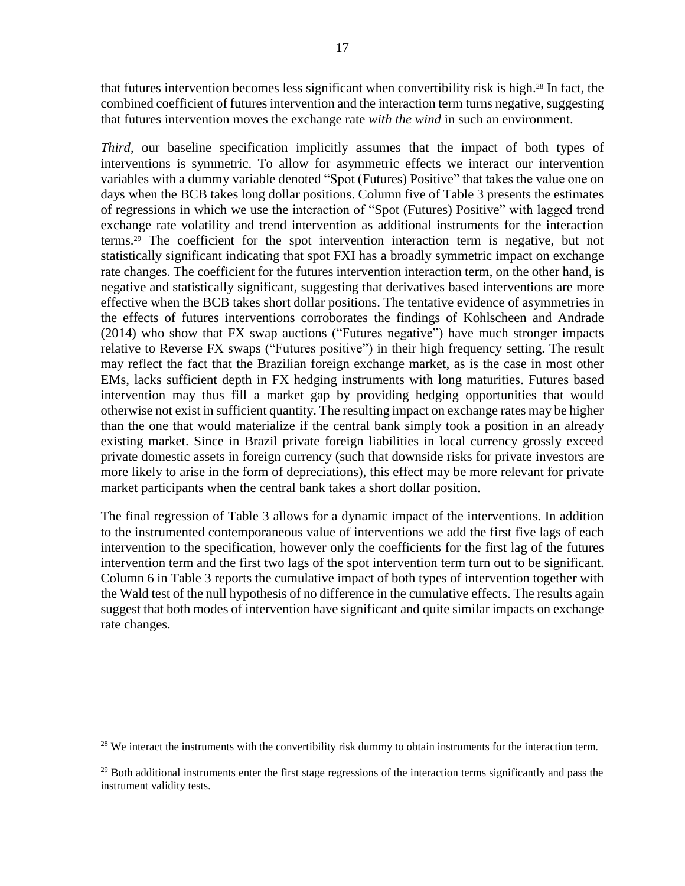that futures intervention becomes less significant when convertibility risk is high.[28] In fact, the combined coefficient of futures intervention and the interaction term turns negative, suggesting that futures intervention moves the exchange rate *with the wind* in such an environment.

*Third*, our baseline specification implicitly assumes that the impact of both types of interventions is symmetric. To allow for asymmetric effects we interact our intervention variables with a dummy variable denoted "Spot (Futures) Positive" that takes the value one on days when the BCB takes long dollar positions. Column five of Table 3 presents the estimates of regressions in which we use the interaction of "Spot (Futures) Positive" with lagged trend exchange rate volatility and trend intervention as additional instruments for the interaction terms.[29] The coefficient for the spot intervention interaction term is negative, but not statistically significant indicating that spot FXI has a broadly symmetric impact on exchange rate changes. The coefficient for the futures intervention interaction term, on the other hand, is negative and statistically significant, suggesting that derivatives based interventions are more effective when the BCB takes short dollar positions. The tentative evidence of asymmetries in the effects of futures interventions corroborates the findings of Kohlscheen and Andrade (2014) who show that FX swap auctions ("Futures negative") have much stronger impacts relative to Reverse FX swaps ("Futures positive") in their high frequency setting. The result may reflect the fact that the Brazilian foreign exchange market, as is the case in most other EMs, lacks sufficient depth in FX hedging instruments with long maturities. Futures based intervention may thus fill a market gap by providing hedging opportunities that would otherwise not exist in sufficient quantity. The resulting impact on exchange rates may be higher than the one that would materialize if the central bank simply took a position in an already existing market. Since in Brazil private foreign liabilities in local currency grossly exceed private domestic assets in foreign currency (such that downside risks for private investors are more likely to arise in the form of depreciations), this effect may be more relevant for private market participants when the central bank takes a short dollar position.

The final regression of Table 3 allows for a dynamic impact of the interventions. In addition to the instrumented contemporaneous value of interventions we add the first five lags of each intervention to the specification, however only the coefficients for the first lag of the futures intervention term and the first two lags of the spot intervention term turn out to be significant. Column 6 in Table 3 reports the cumulative impact of both types of intervention together with the Wald test of the null hypothesis of no difference in the cumulative effects. The results again suggest that both modes of intervention have significant and quite similar impacts on exchange rate changes.

[28] We interact the instruments with the convertibility risk dummy to obtain instruments for the interaction term.

[29] Both additional instruments enter the first stage regressions of the interaction terms significantly and pass the instrument validity tests.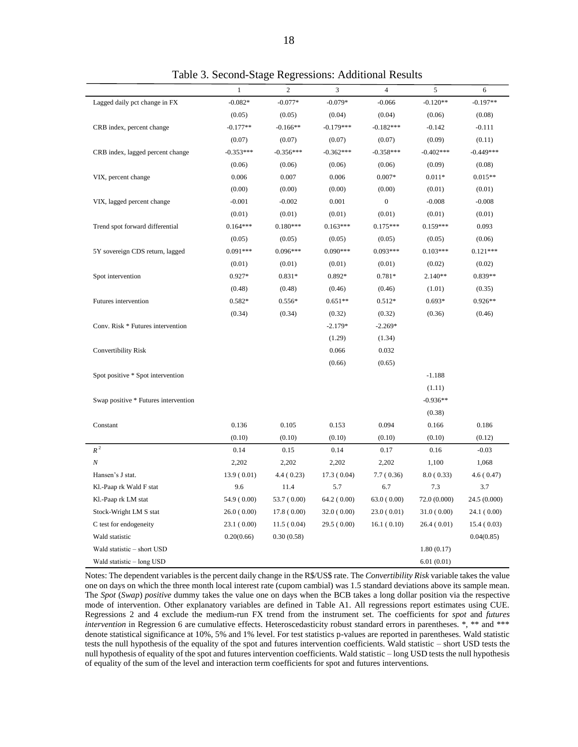Table 3. Second-Stage Regressions: Additional Results

| | 1 | 2 | 3 | 4 | 5 | 6 |
|---|---|---|---|---|---|---|
| Lagged daily pct change in FX | -0.082* | -0.077* | -0.079* | -0.066 | -0.120** | -0.197** |
| | (0.05) | (0.05) | (0.04) | (0.04) | (0.06) | (0.08) |
| CRB index, percent change | -0.177** | -0.166** | -0.179*** | -0.182*** | -0.142 | -0.111 |
| | (0.07) | (0.07) | (0.07) | (0.07) | (0.09) | (0.11) |
| CRB index, lagged percent change | -0.353*** | -0.356*** | -0.362*** | -0.358*** | -0.402*** | -0.449*** |
| | (0.06) | (0.06) | (0.06) | (0.06) | (0.09) | (0.08) |
| VIX, percent change | 0.006 | 0.007 | 0.006 | 0.007* | 0.011* | 0.015** |
| | (0.00) | (0.00) | (0.00) | (0.00) | (0.01) | (0.01) |
| VIX, lagged percent change | -0.001 | -0.002 | 0.001 | 0 | -0.008 | -0.008 |
| | (0.01) | (0.01) | (0.01) | (0.01) | (0.01) | (0.01) |
| Trend spot forward differential | 0.164*** | 0.180*** | 0.163*** | 0.175*** | 0.159*** | 0.093 |
| | (0.05) | (0.05) | (0.05) | (0.05) | (0.05) | (0.06) |
| 5Y sovereign CDS return, lagged | 0.091*** | 0.096*** | 0.090*** | 0.093*** | 0.103*** | 0.121*** |
| | (0.01) | (0.01) | (0.01) | (0.01) | (0.02) | (0.02) |
| Spot intervention | 0.927* | 0.831* | 0.892* | 0.781* | 2.140** | 0.839** |
| | (0.48) | (0.48) | (0.46) | (0.46) | (1.01) | (0.35) |
| Futures intervention | 0.582* | 0.556* | 0.651** | 0.512* | 0.693* | 0.926** |
| | (0.34) | (0.34) | (0.32) | (0.32) | (0.36) | (0.46) |
| Conv. Risk * Futures intervention | | | -2.179* | -2.269* | | |
| | | | (1.29) | (1.34) | | |
| Convertibility Risk | | | 0.066 | 0.032 | | |
| | | | (0.66) | (0.65) | | |
| Spot positive * Spot intervention | | | | | -1.188 | |
| | | | | | (1.11) | |
| Swap positive * Futures intervention | | | | | -0.936** | |
| | | | | | (0.38) | |
| Constant | 0.136 | 0.105 | 0.153 | 0.094 | 0.166 | 0.186 |
| | (0.10) | (0.10) | (0.10) | (0.10) | (0.10) | (0.12) |
| $R^2$ | 0.14 | 0.15 | 0.14 | 0.17 | 0.16 | -0.03 |
| $N$ | 2,202 | 2,202 | 2,202 | 2,202 | 1,100 | 1,068 |
| Hansen's J stat. | 13.9 ( 0.01) | 4.4 ( 0.23) | 17.3 ( 0.04) | 7.7 ( 0.36) | 8.0 ( 0.33) | 4.6 ( 0.47) |
| Kl.-Paap rk Wald F stat | 9.6 | 11.4 | 5.7 | 6.7 | 7.3 | 3.7 |
| Kl.-Paap rk LM stat | 54.9 ( 0.00) | 53.7 ( 0.00) | 64.2 ( 0.00) | 63.0 ( 0.00) | 72.0 (0.000) | 24.5 (0.000) |
| Stock-Wright LM S stat | 26.0 ( 0.00) | 17.8 ( 0.00) | 32.0 ( 0.00) | 23.0 ( 0.01) | 31.0 ( 0.00) | 24.1 ( 0.00) |
| C test for endogeneity | 23.1 ( 0.00) | 11.5 ( 0.04) | 29.5 ( 0.00) | 16.1 ( 0.10) | 26.4 ( 0.01) | 15.4 ( 0.03) |
| Wald statistic | 0.20(0.66) | 0.30 (0.58) | | | | 0.04(0.85) |
| Wald statistic – short USD | | | | | 1.80 (0.17) | |
| Wald statistic – long USD | | | | | 6.01 (0.01) | |

Notes: The dependent variables is the percent daily change in the R$/US$ rate. The *Convertibility Risk* variable takes the value one on days on which the three month local interest rate (cupom cambial) was 1.5 standard deviations above its sample mean. The *Spot* (*Swap*) *positive* dummy takes the value one on days when the BCB takes a long dollar position via the respective mode of intervention. Other explanatory variables are defined in Table A1. All regressions report estimates using CUE. Regressions 2 and 4 exclude the medium-run FX trend from the instrument set. The coefficients for *spot* and *futures intervention* in Regression 6 are cumulative effects. Heteroscedasticity robust standard errors in parentheses. *, ** and *** denote statistical significance at 10%, 5% and 1% level. For test statistics p-values are reported in parentheses. Wald statistic tests the null hypothesis of the equality of the spot and futures intervention coefficients. Wald statistic – short USD tests the null hypothesis of equality of the spot and futures intervention coefficients. Wald statistic – long USD tests the null hypothesis of equality of the sum of the level and interaction term coefficients for spot and futures interventions.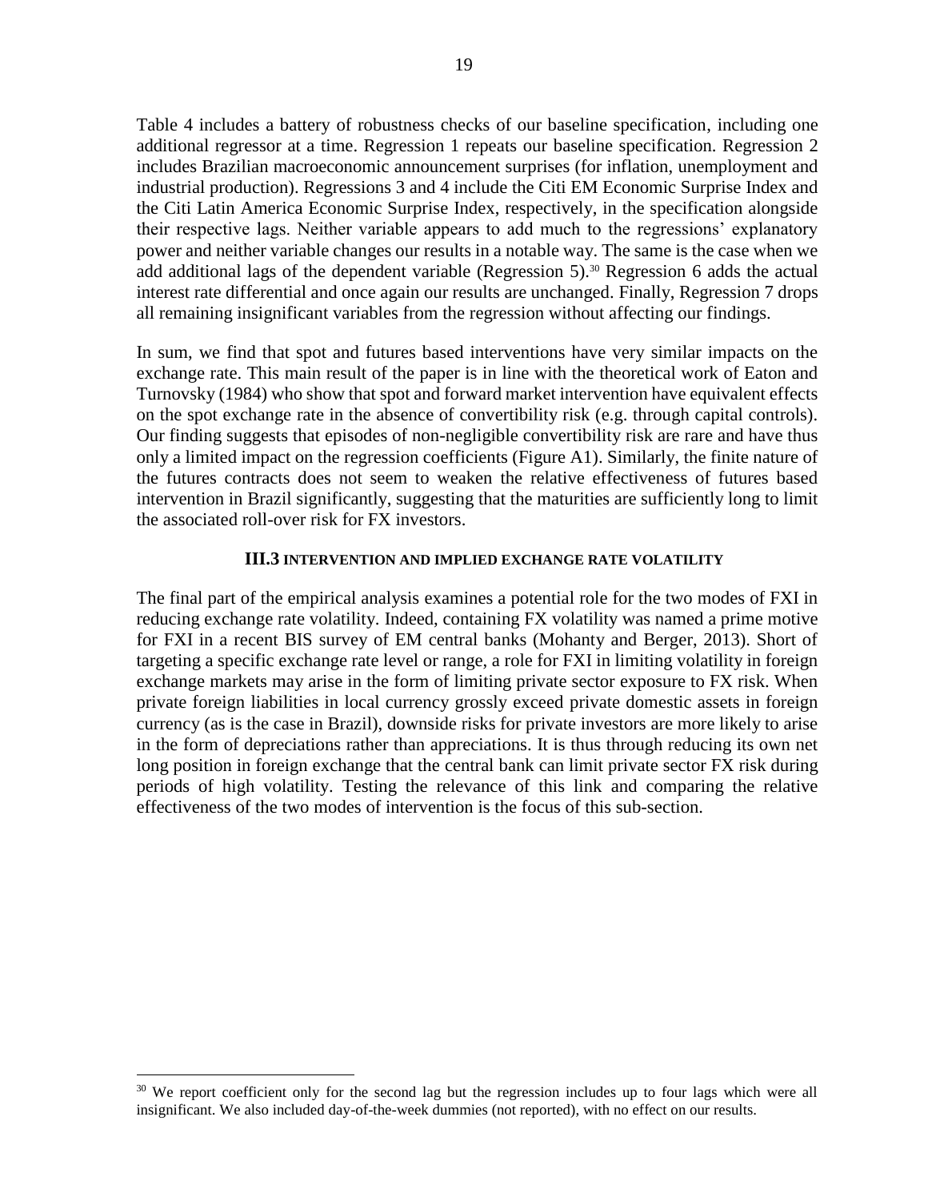Table 4 includes a battery of robustness checks of our baseline specification, including one additional regressor at a time. Regression 1 repeats our baseline specification. Regression 2 includes Brazilian macroeconomic announcement surprises (for inflation, unemployment and industrial production). Regressions 3 and 4 include the Citi EM Economic Surprise Index and the Citi Latin America Economic Surprise Index, respectively, in the specification alongside their respective lags. Neither variable appears to add much to the regressions' explanatory power and neither variable changes our results in a notable way. The same is the case when we add additional lags of the dependent variable (Regression 5).[30] Regression 6 adds the actual interest rate differential and once again our results are unchanged. Finally, Regression 7 drops all remaining insignificant variables from the regression without affecting our findings.

In sum, we find that spot and futures based interventions have very similar impacts on the exchange rate. This main result of the paper is in line with the theoretical work of Eaton and Turnovsky (1984) who show that spot and forward market intervention have equivalent effects on the spot exchange rate in the absence of convertibility risk (e.g. through capital controls). Our finding suggests that episodes of non-negligible convertibility risk are rare and have thus only a limited impact on the regression coefficients (Figure A1). Similarly, the finite nature of the futures contracts does not seem to weaken the relative effectiveness of futures based intervention in Brazil significantly, suggesting that the maturities are sufficiently long to limit the associated roll-over risk for FX investors.

### III.3 INTERVENTION AND IMPLIED EXCHANGE RATE VOLATILITY

The final part of the empirical analysis examines a potential role for the two modes of FXI in reducing exchange rate volatility. Indeed, containing FX volatility was named a prime motive for FXI in a recent BIS survey of EM central banks (Mohanty and Berger, 2013). Short of targeting a specific exchange rate level or range, a role for FXI in limiting volatility in foreign exchange markets may arise in the form of limiting private sector exposure to FX risk. When private foreign liabilities in local currency grossly exceed private domestic assets in foreign currency (as is the case in Brazil), downside risks for private investors are more likely to arise in the form of depreciations rather than appreciations. It is thus through reducing its own net long position in foreign exchange that the central bank can limit private sector FX risk during periods of high volatility. Testing the relevance of this link and comparing the relative effectiveness of the two modes of intervention is the focus of this sub-section.

[30] We report coefficient only for the second lag but the regression includes up to four lags which were all insignificant. We also included day-of-the-week dummies (not reported), with no effect on our results.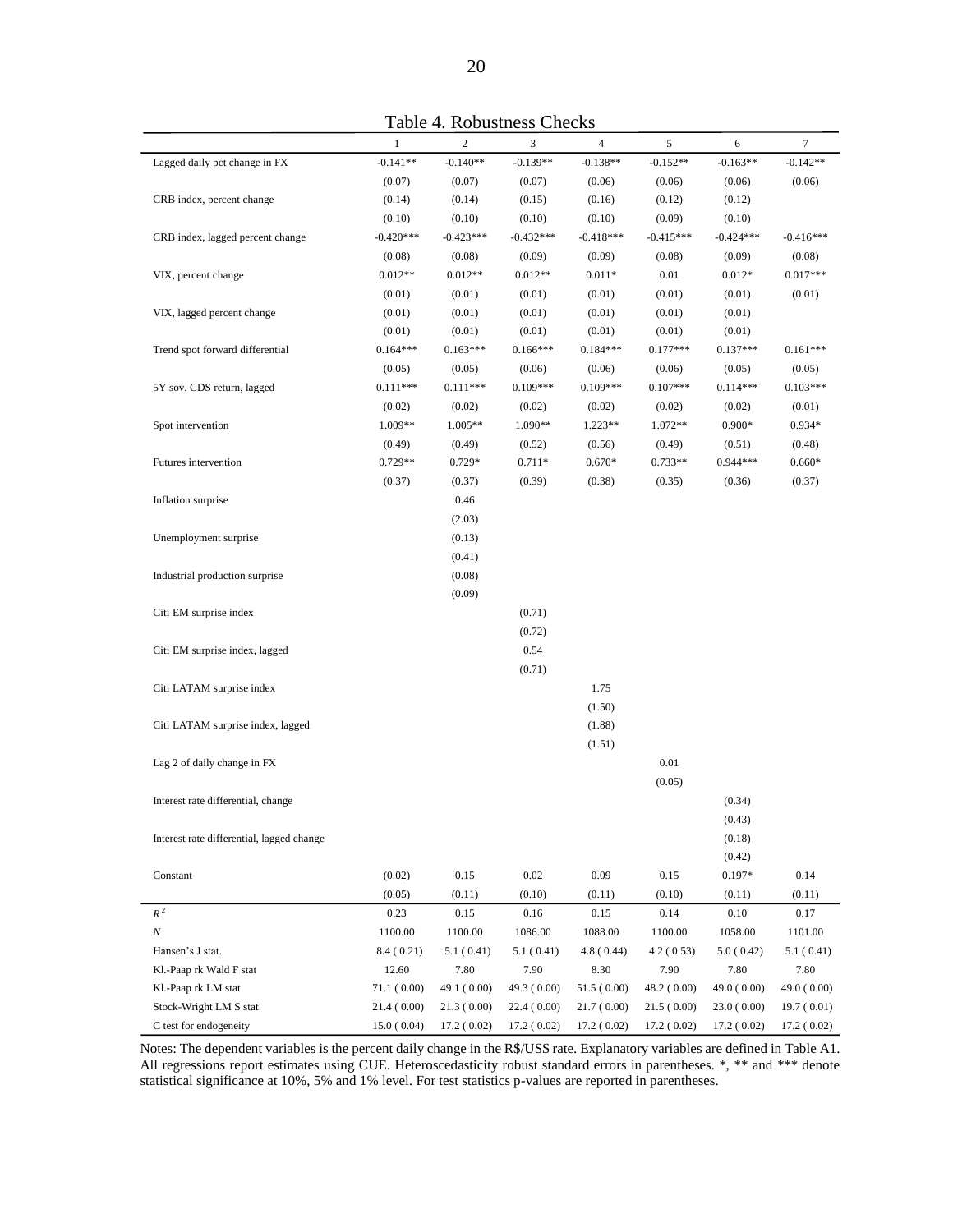Table 4. Robustness Checks

| | 1 | 2 | 3 | 4 | 5 | 6 | 7 |
|---|---|---|---|---|---|---|---|
| Lagged daily pct change in FX | -0.141** | -0.140** | -0.139** | -0.138** | -0.152** | -0.163** | -0.142** |
| | (0.07) | (0.07) | (0.07) | (0.06) | (0.06) | (0.06) | (0.06) |
| CRB index, percent change | (0.14) | (0.14) | (0.15) | (0.16) | (0.12) | (0.12) | |
| | (0.10) | (0.10) | (0.10) | (0.10) | (0.09) | (0.10) | |
| CRB index, lagged percent change | -0.420*** | -0.423*** | -0.432*** | -0.418*** | -0.415*** | -0.424*** | -0.416*** |
| | (0.08) | (0.08) | (0.09) | (0.09) | (0.08) | (0.09) | (0.08) |
| VIX, percent change | 0.012** | 0.012** | 0.012** | 0.011* | 0.01 | 0.012* | 0.017*** |
| | (0.01) | (0.01) | (0.01) | (0.01) | (0.01) | (0.01) | (0.01) |
| VIX, lagged percent change | (0.01) | (0.01) | (0.01) | (0.01) | (0.01) | (0.01) | |
| | (0.01) | (0.01) | (0.01) | (0.01) | (0.01) | (0.01) | |
| Trend spot forward differential | 0.164*** | 0.163*** | 0.166*** | 0.184*** | 0.177*** | 0.137*** | 0.161*** |
| | (0.05) | (0.05) | (0.06) | (0.06) | (0.06) | (0.05) | (0.05) |
| 5Y sov. CDS return, lagged | 0.111*** | 0.111*** | 0.109*** | 0.109*** | 0.107*** | 0.114*** | 0.103*** |
| | (0.02) | (0.02) | (0.02) | (0.02) | (0.02) | (0.02) | (0.01) |
| Spot intervention | 1.009** | 1.005** | 1.090** | 1.223** | 1.072** | 0.900* | 0.934* |
| | (0.49) | (0.49) | (0.52) | (0.56) | (0.49) | (0.51) | (0.48) |
| Futures intervention | 0.729** | 0.729* | 0.711* | 0.670* | 0.733** | 0.944*** | 0.660* |
| | (0.37) | (0.37) | (0.39) | (0.38) | (0.35) | (0.36) | (0.37) |
| Inflation surprise | | 0.46 | | | | | |
| | | (2.03) | | | | | |
| Unemployment surprise | | (0.13) | | | | | |
| | | (0.41) | | | | | |
| Industrial production surprise | | (0.08) | | | | | |
| | | (0.09) | | | | | |
| Citi EM surprise index | | | (0.71) | | | | |
| | | | (0.72) | | | | |
| Citi EM surprise index, lagged | | | 0.54 | | | | |
| | | | (0.71) | | | | |
| Citi LATAM surprise index | | | | 1.75 | | | |
| | | | | (1.50) | | | |
| Citi LATAM surprise index, lagged | | | | (1.88) | | | |
| | | | | (1.51) | | | |
| Lag 2 of daily change in FX | | | | | 0.01 | | |
| | | | | | (0.05) | | |
| Interest rate differential, change | | | | | | (0.34) | |
| | | | | | | (0.43) | |
| Interest rate differential, lagged change | | | | | | (0.18) | |
| | | | | | | (0.42) | |
| Constant | (0.02) | 0.15 | 0.02 | 0.09 | 0.15 | 0.197* | 0.14 |
| | (0.05) | (0.11) | (0.10) | (0.11) | (0.10) | (0.11) | (0.11) |
| $R^2$ | 0.23 | 0.15 | 0.16 | 0.15 | 0.14 | 0.10 | 0.17 |
| $N$ | 1100.00 | 1100.00 | 1086.00 | 1088.00 | 1100.00 | 1058.00 | 1101.00 |
| Hansen's J stat. | 8.4 ( 0.21) | 5.1 ( 0.41) | 5.1 ( 0.41) | 4.8 ( 0.44) | 4.2 ( 0.53) | 5.0 ( 0.42) | 5.1 ( 0.41) |
| Kl.-Paap rk Wald F stat | 12.60 | 7.80 | 7.90 | 8.30 | 7.90 | 7.80 | 7.80 |
| Kl.-Paap rk LM stat | 71.1 ( 0.00) | 49.1 ( 0.00) | 49.3 ( 0.00) | 51.5 ( 0.00) | 48.2 ( 0.00) | 49.0 ( 0.00) | 49.0 ( 0.00) |
| Stock-Wright LM S stat | 21.4 ( 0.00) | 21.3 ( 0.00) | 22.4 ( 0.00) | 21.7 ( 0.00) | 21.5 ( 0.00) | 23.0 ( 0.00) | 19.7 ( 0.01) |
| C test for endogeneity | 15.0 ( 0.04) | 17.2 ( 0.02) | 17.2 ( 0.02) | 17.2 ( 0.02) | 17.2 ( 0.02) | 17.2 ( 0.02) | 17.2 ( 0.02) |

Notes: The dependent variables is the percent daily change in the R$/US$ rate. Explanatory variables are defined in Table A1. All regressions report estimates using CUE. Heteroscedasticity robust standard errors in parentheses. *, ** and *** denote statistical significance at 10%, 5% and 1% level. For test statistics p-values are reported in parentheses.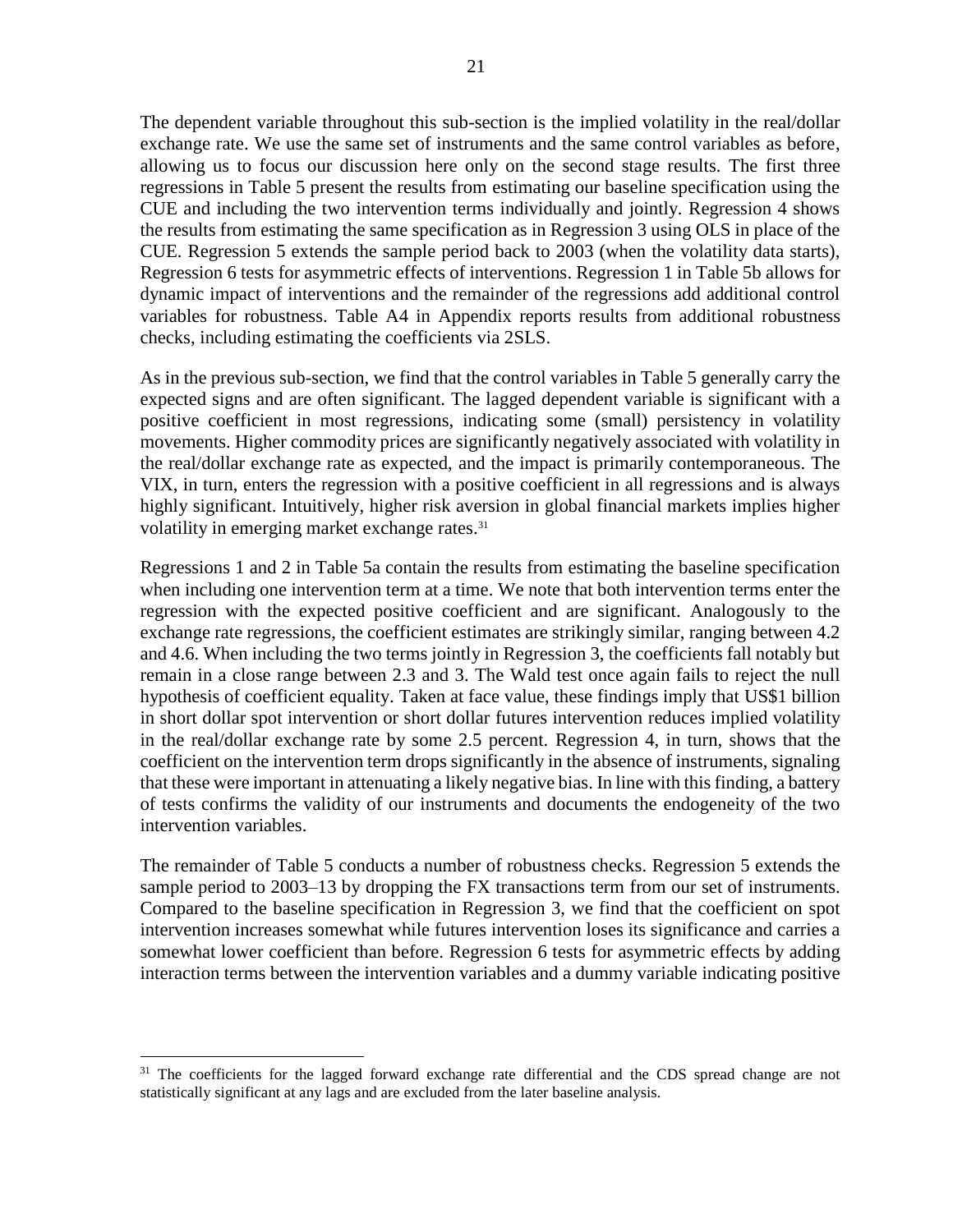The dependent variable throughout this sub-section is the implied volatility in the real/dollar exchange rate. We use the same set of instruments and the same control variables as before, allowing us to focus our discussion here only on the second stage results. The first three regressions in Table 5 present the results from estimating our baseline specification using the CUE and including the two intervention terms individually and jointly. Regression 4 shows the results from estimating the same specification as in Regression 3 using OLS in place of the CUE. Regression 5 extends the sample period back to 2003 (when the volatility data starts), Regression 6 tests for asymmetric effects of interventions. Regression 1 in Table 5b allows for dynamic impact of interventions and the remainder of the regressions add additional control variables for robustness. Table A4 in Appendix reports results from additional robustness checks, including estimating the coefficients via 2SLS.

As in the previous sub-section, we find that the control variables in Table 5 generally carry the expected signs and are often significant. The lagged dependent variable is significant with a positive coefficient in most regressions, indicating some (small) persistency in volatility movements. Higher commodity prices are significantly negatively associated with volatility in the real/dollar exchange rate as expected, and the impact is primarily contemporaneous. The VIX, in turn, enters the regression with a positive coefficient in all regressions and is always highly significant. Intuitively, higher risk aversion in global financial markets implies higher volatility in emerging market exchange rates.[31]

Regressions 1 and 2 in Table 5a contain the results from estimating the baseline specification when including one intervention term at a time. We note that both intervention terms enter the regression with the expected positive coefficient and are significant. Analogously to the exchange rate regressions, the coefficient estimates are strikingly similar, ranging between 4.2 and 4.6. When including the two terms jointly in Regression 3, the coefficients fall notably but remain in a close range between 2.3 and 3. The Wald test once again fails to reject the null hypothesis of coefficient equality. Taken at face value, these findings imply that US$1 billion in short dollar spot intervention or short dollar futures intervention reduces implied volatility in the real/dollar exchange rate by some 2.5 percent. Regression 4, in turn, shows that the coefficient on the intervention term drops significantly in the absence of instruments, signaling that these were important in attenuating a likely negative bias. In line with this finding, a battery of tests confirms the validity of our instruments and documents the endogeneity of the two intervention variables.

The remainder of Table 5 conducts a number of robustness checks. Regression 5 extends the sample period to 2003–13 by dropping the FX transactions term from our set of instruments. Compared to the baseline specification in Regression 3, we find that the coefficient on spot intervention increases somewhat while futures intervention loses its significance and carries a somewhat lower coefficient than before. Regression 6 tests for asymmetric effects by adding interaction terms between the intervention variables and a dummy variable indicating positive

[31] The coefficients for the lagged forward exchange rate differential and the CDS spread change are not statistically significant at any lags and are excluded from the later baseline analysis.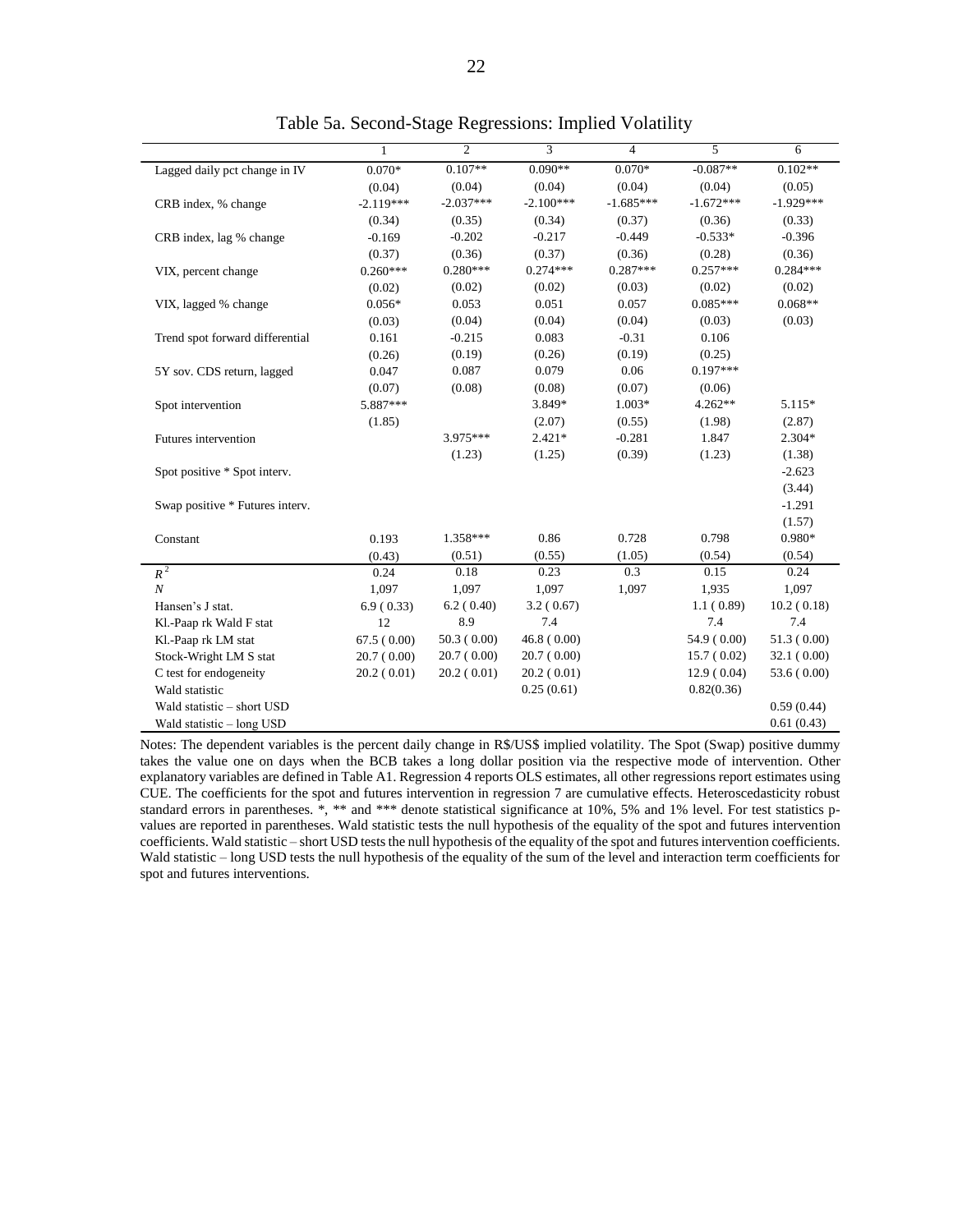## Table 5a. Second-Stage Regressions: Implied Volatility

| | 1 | 2 | 3 | 4 | 5 | 6 |
|---|---|---|---|---|---|---|
| Lagged daily pct change in IV | 0.070* | 0.107** | 0.090** | 0.070* | -0.087** | 0.102** |
| | (0.04) | (0.04) | (0.04) | (0.04) | (0.04) | (0.05) |
| CRB index, % change | -2.119*** | -2.037*** | -2.100*** | -1.685*** | -1.672*** | -1.929*** |
| | (0.34) | (0.35) | (0.34) | (0.37) | (0.36) | (0.33) |
| CRB index, lag % change | -0.169 | -0.202 | -0.217 | -0.449 | -0.533* | -0.396 |
| | (0.37) | (0.36) | (0.37) | (0.36) | (0.28) | (0.36) |
| VIX, percent change | 0.260*** | 0.280*** | 0.274*** | 0.287*** | 0.257*** | 0.284*** |
| | (0.02) | (0.02) | (0.02) | (0.03) | (0.02) | (0.02) |
| VIX, lagged % change | 0.056* | 0.053 | 0.051 | 0.057 | 0.085*** | 0.068** |
| | (0.03) | (0.04) | (0.04) | (0.04) | (0.03) | (0.03) |
| Trend spot forward differential | 0.161 | -0.215 | 0.083 | -0.31 | 0.106 | |
| | (0.26) | (0.19) | (0.26) | (0.19) | (0.25) | |
| 5Y sov. CDS return, lagged | 0.047 | 0.087 | 0.079 | 0.06 | 0.197*** | |
| | (0.07) | (0.08) | (0.08) | (0.07) | (0.06) | |
| Spot intervention | 5.887*** | | 3.849* | 1.003* | 4.262** | 5.115* |
| | (1.85) | | (2.07) | (0.55) | (1.98) | (2.87) |
| Futures intervention | | 3.975*** | 2.421* | -0.281 | 1.847 | 2.304* |
| | | (1.23) | (1.25) | (0.39) | (1.23) | (1.38) |
| Spot positive * Spot interv. | | | | | | -2.623 |
| | | | | | | (3.44) |
| Swap positive * Futures interv. | | | | | | -1.291 |
| | | | | | | (1.57) |
| Constant | 0.193 | 1.358*** | 0.86 | 0.728 | 0.798 | 0.980* |
| | (0.43) | (0.51) | (0.55) | (1.05) | (0.54) | (0.54) |
| $R^2$ | 0.24 | 0.18 | 0.23 | 0.3 | 0.15 | 0.24 |
| $N$ | 1,097 | 1,097 | 1,097 | 1,097 | 1,935 | 1,097 |
| Hansen's J stat. | 6.9 ( 0.33) | 6.2 ( 0.40) | 3.2 ( 0.67) | | 1.1 ( 0.89) | 10.2 ( 0.18) |
| Kl.-Paap rk Wald F stat | 12 | 8.9 | 7.4 | | 7.4 | 7.4 |
| Kl.-Paap rk LM stat | 67.5 ( 0.00) | 50.3 ( 0.00) | 46.8 ( 0.00) | | 54.9 ( 0.00) | 51.3 ( 0.00) |
| Stock-Wright LM S stat | 20.7 ( 0.00) | 20.7 ( 0.00) | 20.7 ( 0.00) | | 15.7 ( 0.02) | 32.1 ( 0.00) |
| C test for endogeneity | 20.2 ( 0.01) | 20.2 ( 0.01) | 20.2 ( 0.01) | | 12.9 ( 0.04) | 53.6 ( 0.00) |
| Wald statistic | | | 0.25 (0.61) | | 0.82(0.36) | |
| Wald statistic – short USD | | | | | | 0.59 (0.44) |
| Wald statistic – long USD | | | | | | 0.61 (0.43) |

Notes: The dependent variables is the percent daily change in R$/US$ implied volatility. The Spot (Swap) positive dummy takes the value one on days when the BCB takes a long dollar position via the respective mode of intervention. Other explanatory variables are defined in Table A1. Regression 4 reports OLS estimates, all other regressions report estimates using CUE. The coefficients for the spot and futures intervention in regression 7 are cumulative effects. Heteroscedasticity robust standard errors in parentheses. *, ** and *** denote statistical significance at 10%, 5% and 1% level. For test statistics p-values are reported in parentheses. Wald statistic tests the null hypothesis of the equality of the spot and futures intervention coefficients. Wald statistic – short USD tests the null hypothesis of the equality of the spot and futures intervention coefficients. Wald statistic – long USD tests the null hypothesis of the equality of the sum of the level and interaction term coefficients for spot and futures interventions.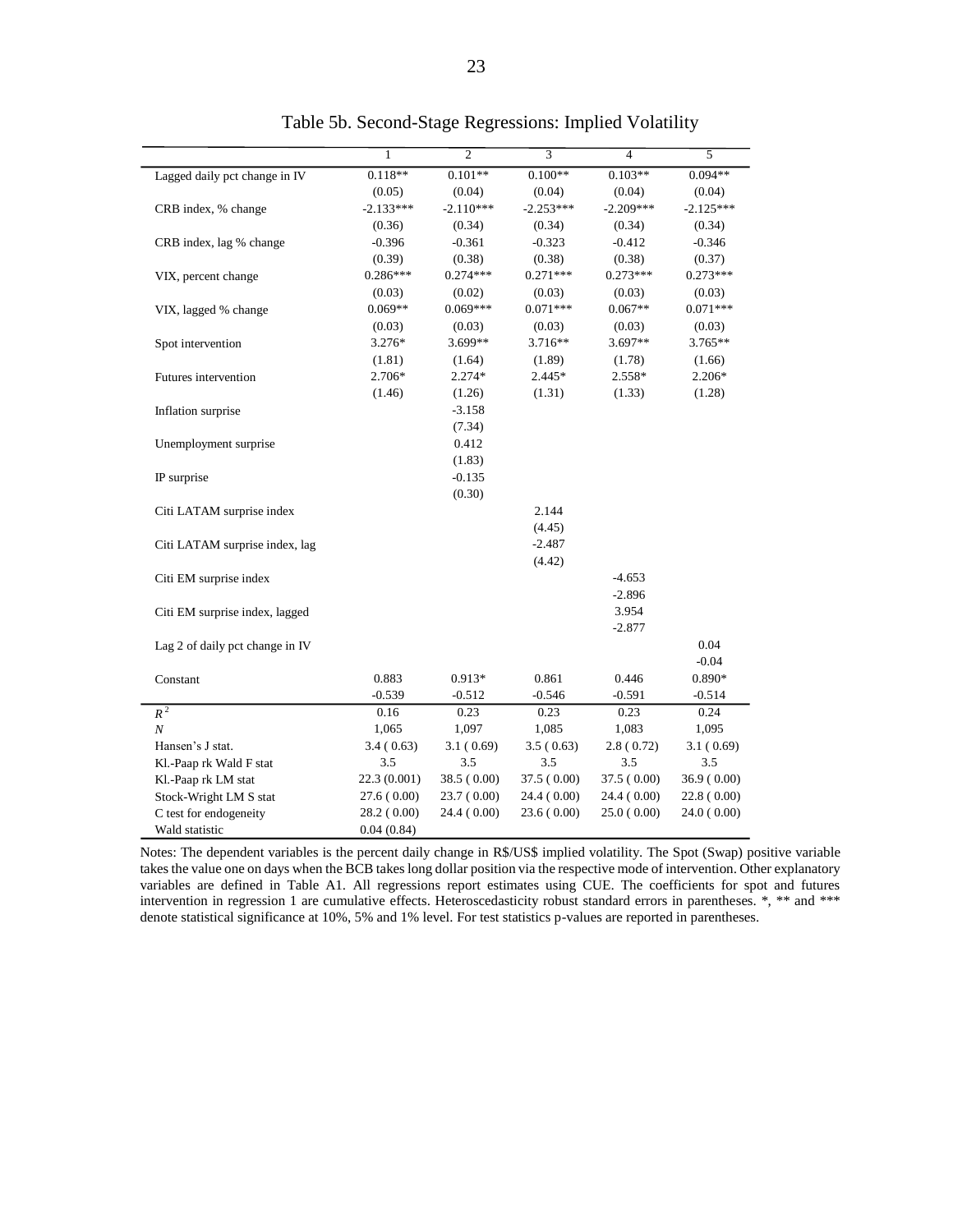# Table 5b. Second-Stage Regressions: Implied Volatility

| | 1 | 2 | 3 | 4 | 5 |
|---|---|---|---|---|---|
| Lagged daily pct change in IV | 0.118** | 0.101** | 0.100** | 0.103** | 0.094** |
| | (0.05) | (0.04) | (0.04) | (0.04) | (0.04) |
| CRB index, % change | -2.133*** | -2.110*** | -2.253*** | -2.209*** | -2.125*** |
| | (0.36) | (0.34) | (0.34) | (0.34) | (0.34) |
| CRB index, lag % change | -0.396 | -0.361 | -0.323 | -0.412 | -0.346 |
| | (0.39) | (0.38) | (0.38) | (0.38) | (0.37) |
| VIX, percent change | 0.286*** | 0.274*** | 0.271*** | 0.273*** | 0.273*** |
| | (0.03) | (0.02) | (0.03) | (0.03) | (0.03) |
| VIX, lagged % change | 0.069** | 0.069*** | 0.071*** | 0.067** | 0.071*** |
| | (0.03) | (0.03) | (0.03) | (0.03) | (0.03) |
| Spot intervention | 3.276* | 3.699** | 3.716** | 3.697** | 3.765** |
| | (1.81) | (1.64) | (1.89) | (1.78) | (1.66) |
| Futures intervention | 2.706* | 2.274* | 2.445* | 2.558* | 2.206* |
| | (1.46) | (1.26) | (1.31) | (1.33) | (1.28) |
| Inflation surprise | | -3.158 | | | |
| | | (7.34) | | | |
| Unemployment surprise | | 0.412 | | | |
| | | (1.83) | | | |
| IP surprise | | -0.135 | | | |
| | | (0.30) | | | |
| Citi LATAM surprise index | | | 2.144 | | |
| | | | (4.45) | | |
| Citi LATAM surprise index, lag | | | -2.487 | | |
| | | | (4.42) | | |
| Citi EM surprise index | | | | -4.653 | |
| | | | | -2.896 | |
| Citi EM surprise index, lagged | | | | 3.954 | |
| | | | | -2.877 | |
| Lag 2 of daily pct change in IV | | | | | 0.04 |
| | | | | | -0.04 |
| Constant | 0.883 | 0.913* | 0.861 | 0.446 | 0.890* |
| | -0.539 | -0.512 | -0.546 | -0.591 | -0.514 |
| $R^2$ | 0.16 | 0.23 | 0.23 | 0.23 | 0.24 |
| $N$ | 1,065 | 1,097 | 1,085 | 1,083 | 1,095 |
| Hansen's J stat. | 3.4 ( 0.63) | 3.1 ( 0.69) | 3.5 ( 0.63) | 2.8 ( 0.72) | 3.1 ( 0.69) |
| Kl.-Paap rk Wald F stat | 3.5 | 3.5 | 3.5 | 3.5 | 3.5 |
| Kl.-Paap rk LM stat | 22.3 (0.001) | 38.5 ( 0.00) | 37.5 ( 0.00) | 37.5 ( 0.00) | 36.9 ( 0.00) |
| Stock-Wright LM S stat | 27.6 ( 0.00) | 23.7 ( 0.00) | 24.4 ( 0.00) | 24.4 ( 0.00) | 22.8 ( 0.00) |
| C test for endogeneity | 28.2 ( 0.00) | 24.4 ( 0.00) | 23.6 ( 0.00) | 25.0 ( 0.00) | 24.0 ( 0.00) |
| Wald statistic | 0.04 (0.84) | | | | |

Notes: The dependent variables is the percent daily change in R$/US$ implied volatility. The Spot (Swap) positive variable takes the value one on days when the BCB takes long dollar position via the respective mode of intervention. Other explanatory variables are defined in Table A1. All regressions report estimates using CUE. The coefficients for spot and futures intervention in regression 1 are cumulative effects. Heteroscedasticity robust standard errors in parentheses. *, ** and *** denote statistical significance at 10%, 5% and 1% level. For test statistics p-values are reported in parentheses.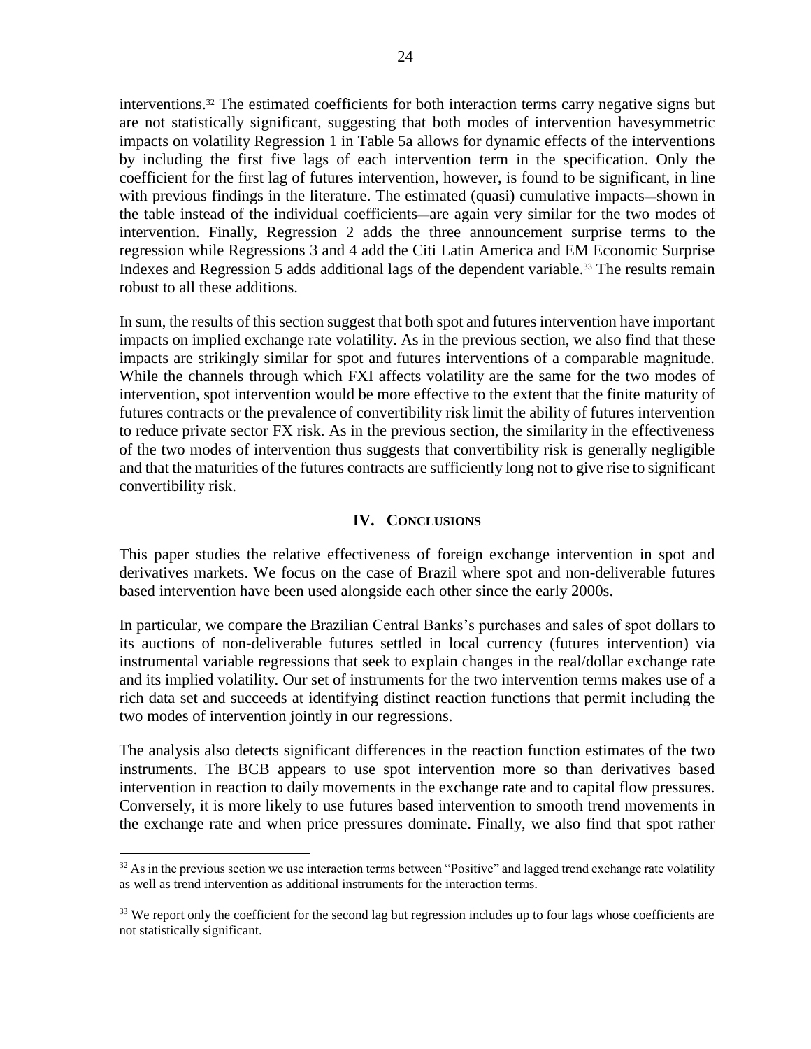interventions.[32] The estimated coefficients for both interaction terms carry negative signs but are not statistically significant, suggesting that both modes of intervention havesymmetric impacts on volatility Regression 1 in Table 5a allows for dynamic effects of the interventions by including the first five lags of each intervention term in the specification. Only the coefficient for the first lag of futures intervention, however, is found to be significant, in line with previous findings in the literature. The estimated (quasi) cumulative impacts—shown in the table instead of the individual coefficients—are again very similar for the two modes of intervention. Finally, Regression 2 adds the three announcement surprise terms to the regression while Regressions 3 and 4 add the Citi Latin America and EM Economic Surprise Indexes and Regression 5 adds additional lags of the dependent variable.[33] The results remain robust to all these additions.

In sum, the results of this section suggest that both spot and futures intervention have important impacts on implied exchange rate volatility. As in the previous section, we also find that these impacts are strikingly similar for spot and futures interventions of a comparable magnitude. While the channels through which FXI affects volatility are the same for the two modes of intervention, spot intervention would be more effective to the extent that the finite maturity of futures contracts or the prevalence of convertibility risk limit the ability of futures intervention to reduce private sector FX risk. As in the previous section, the similarity in the effectiveness of the two modes of intervention thus suggests that convertibility risk is generally negligible and that the maturities of the futures contracts are sufficiently long not to give rise to significant convertibility risk.

## IV. Conclusions

This paper studies the relative effectiveness of foreign exchange intervention in spot and derivatives markets. We focus on the case of Brazil where spot and non-deliverable futures based intervention have been used alongside each other since the early 2000s.

In particular, we compare the Brazilian Central Banks's purchases and sales of spot dollars to its auctions of non-deliverable futures settled in local currency (futures intervention) via instrumental variable regressions that seek to explain changes in the real/dollar exchange rate and its implied volatility. Our set of instruments for the two intervention terms makes use of a rich data set and succeeds at identifying distinct reaction functions that permit including the two modes of intervention jointly in our regressions.

The analysis also detects significant differences in the reaction function estimates of the two instruments. The BCB appears to use spot intervention more so than derivatives based intervention in reaction to daily movements in the exchange rate and to capital flow pressures. Conversely, it is more likely to use futures based intervention to smooth trend movements in the exchange rate and when price pressures dominate. Finally, we also find that spot rather

[32] As in the previous section we use interaction terms between "Positive" and lagged trend exchange rate volatility as well as trend intervention as additional instruments for the interaction terms.

[33] We report only the coefficient for the second lag but regression includes up to four lags whose coefficients are not statistically significant.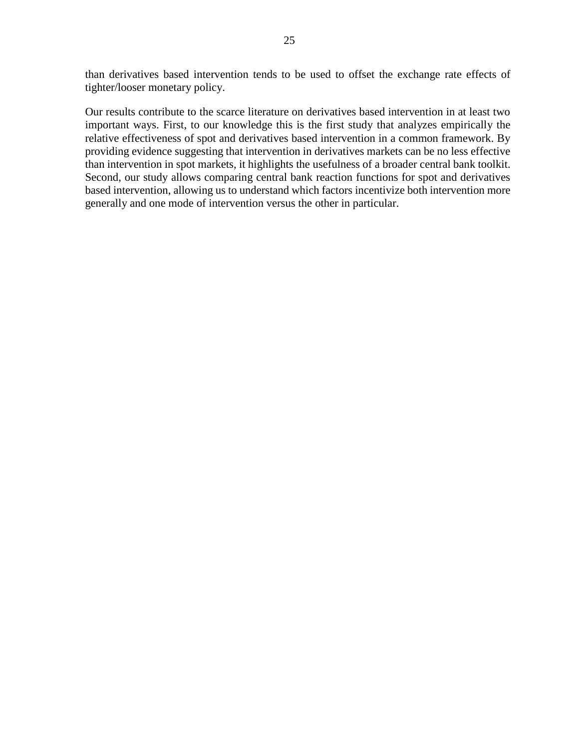than derivatives based intervention tends to be used to offset the exchange rate effects of tighter/looser monetary policy.

Our results contribute to the scarce literature on derivatives based intervention in at least two important ways. First, to our knowledge this is the first study that analyzes empirically the relative effectiveness of spot and derivatives based intervention in a common framework. By providing evidence suggesting that intervention in derivatives markets can be no less effective than intervention in spot markets, it highlights the usefulness of a broader central bank toolkit. Second, our study allows comparing central bank reaction functions for spot and derivatives based intervention, allowing us to understand which factors incentivize both intervention more generally and one mode of intervention versus the other in particular.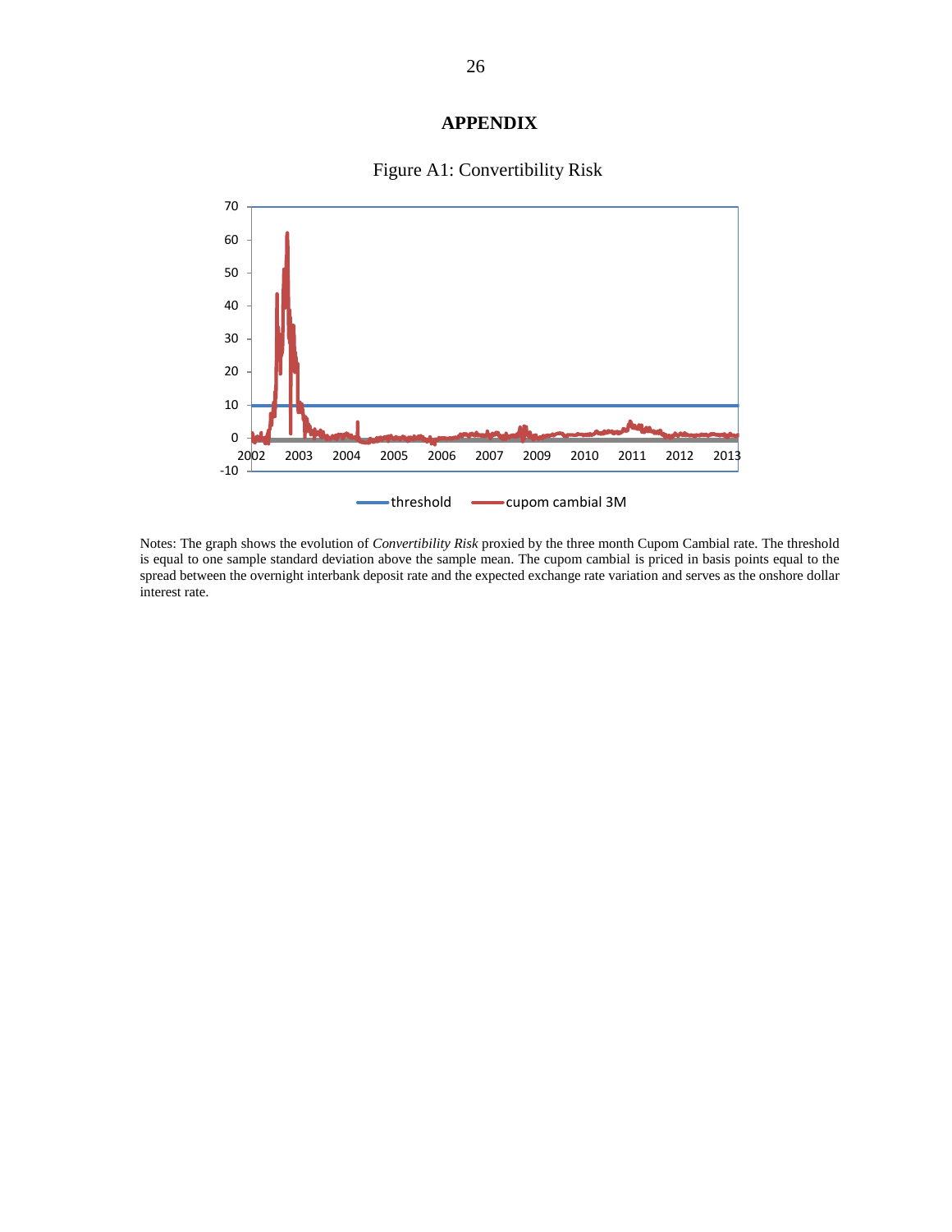# APPENDIX

Figure A1: Convertibility Risk

Notes: The graph shows the evolution of *Convertibility Risk* proxied by the three month Cupom Cambial rate. The threshold is equal to one sample standard deviation above the sample mean. The cupom cambial is priced in basis points equal to the spread between the overnight interbank deposit rate and the expected exchange rate variation and serves as the onshore dollar interest rate.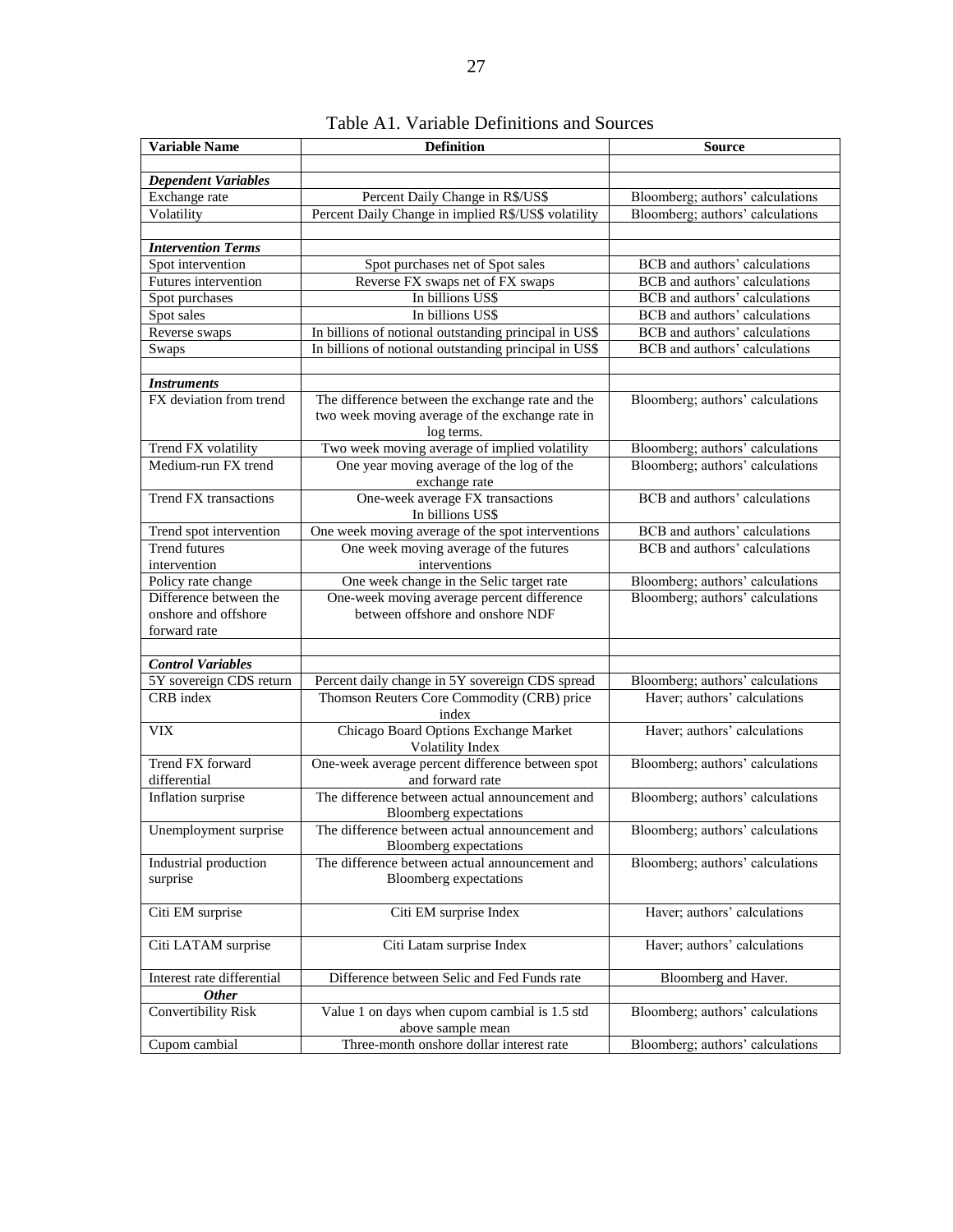Table A1. Variable Definitions and Sources

| Variable Name | Definition | Source |
|---|---|---|
| | | |
| ***Dependent Variables*** | | |
| Exchange rate | Percent Daily Change in R$/US$ | Bloomberg; authors' calculations |
| Volatility | Percent Daily Change in implied R$/US$ volatility | Bloomberg; authors' calculations |
| | | |
| ***Intervention Terms*** | | |
| Spot intervention | Spot purchases net of Spot sales | BCB and authors' calculations |
| Futures intervention | Reverse FX swaps net of FX swaps | BCB and authors' calculations |
| Spot purchases | In billions US$ | BCB and authors' calculations |
| Spot sales | In billions US$ | BCB and authors' calculations |
| Reverse swaps | In billions of notional outstanding principal in US$ | BCB and authors' calculations |
| Swaps | In billions of notional outstanding principal in US$ | BCB and authors' calculations |
| | | |
| ***Instruments*** | | |
| FX deviation from trend | The difference between the exchange rate and the two week moving average of the exchange rate in log terms. | Bloomberg; authors' calculations |
| Trend FX volatility | Two week moving average of implied volatility | Bloomberg; authors' calculations |
| Medium-run FX trend | One year moving average of the log of the exchange rate | Bloomberg; authors' calculations |
| Trend FX transactions | One-week average FX transactions In billions US$ | BCB and authors' calculations |
| Trend spot intervention | One week moving average of the spot interventions | BCB and authors' calculations |
| Trend futures intervention | One week moving average of the futures interventions | BCB and authors' calculations |
| Policy rate change | One week change in the Selic target rate | Bloomberg; authors' calculations |
| Difference between the onshore and offshore forward rate | One-week moving average percent difference between offshore and onshore NDF | Bloomberg; authors' calculations |
| | | |
| ***Control Variables*** | | |
| 5Y sovereign CDS return | Percent daily change in 5Y sovereign CDS spread | Bloomberg; authors' calculations |
| CRB index | Thomson Reuters Core Commodity (CRB) price index | Haver; authors' calculations |
| VIX | Chicago Board Options Exchange Market Volatility Index | Haver; authors' calculations |
| Trend FX forward differential | One-week average percent difference between spot and forward rate | Bloomberg; authors' calculations |
| Inflation surprise | The difference between actual announcement and Bloomberg expectations | Bloomberg; authors' calculations |
| Unemployment surprise | The difference between actual announcement and Bloomberg expectations | Bloomberg; authors' calculations |
| Industrial production surprise | The difference between actual announcement and Bloomberg expectations | Bloomberg; authors' calculations |
| Citi EM surprise | Citi EM surprise Index | Haver; authors' calculations |
| Citi LATAM surprise | Citi Latam surprise Index | Haver; authors' calculations |
| Interest rate differential | Difference between Selic and Fed Funds rate | Bloomberg and Haver. |
| ***Other*** | | |
| Convertibility Risk | Value 1 on days when cupom cambial is 1.5 std above sample mean | Bloomberg; authors' calculations |
| Cupom cambial | Three-month onshore dollar interest rate | Bloomberg; authors' calculations |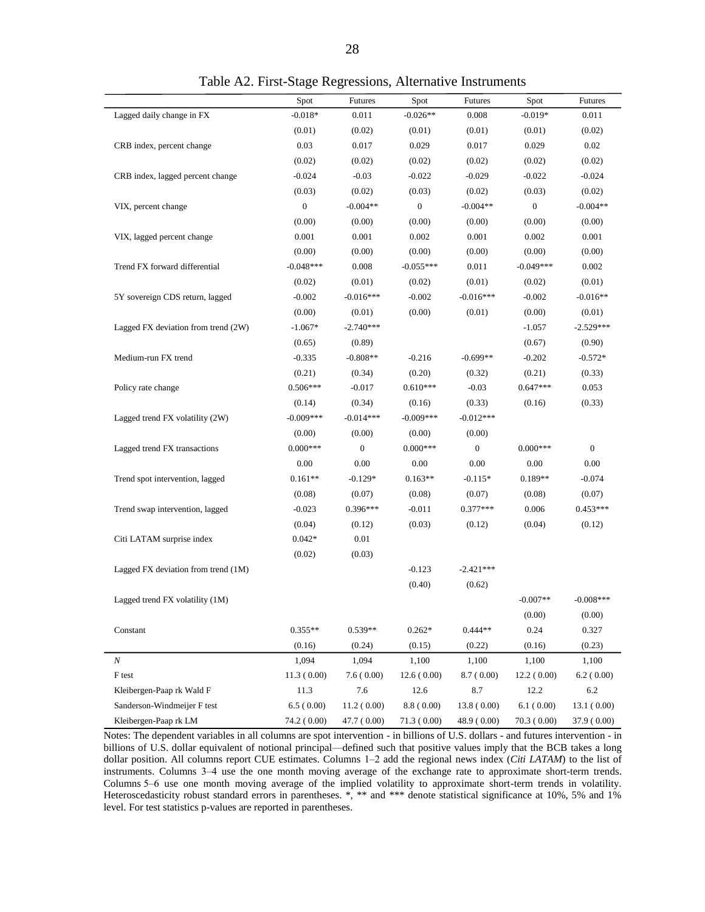Table A2. First-Stage Regressions, Alternative Instruments

| | Spot | Futures | Spot | Futures | Spot | Futures |
|---|---|---|---|---|---|---|
| Lagged daily change in FX | -0.018* | 0.011 | -0.026** | 0.008 | -0.019* | 0.011 |
| | (0.01) | (0.02) | (0.01) | (0.01) | (0.01) | (0.02) |
| CRB index, percent change | 0.03 | 0.017 | 0.029 | 0.017 | 0.029 | 0.02 |
| | (0.02) | (0.02) | (0.02) | (0.02) | (0.02) | (0.02) |
| CRB index, lagged percent change | -0.024 | -0.03 | -0.022 | -0.029 | -0.022 | -0.024 |
| | (0.03) | (0.02) | (0.03) | (0.02) | (0.03) | (0.02) |
| VIX, percent change | 0 | -0.004** | 0 | -0.004** | 0 | -0.004** |
| | (0.00) | (0.00) | (0.00) | (0.00) | (0.00) | (0.00) |
| VIX, lagged percent change | 0.001 | 0.001 | 0.002 | 0.001 | 0.002 | 0.001 |
| | (0.00) | (0.00) | (0.00) | (0.00) | (0.00) | (0.00) |
| Trend FX forward differential | -0.048*** | 0.008 | -0.055*** | 0.011 | -0.049*** | 0.002 |
| | (0.02) | (0.01) | (0.02) | (0.01) | (0.02) | (0.01) |
| 5Y sovereign CDS return, lagged | -0.002 | -0.016*** | -0.002 | -0.016*** | -0.002 | -0.016** |
| | (0.00) | (0.01) | (0.00) | (0.01) | (0.00) | (0.01) |
| Lagged FX deviation from trend (2W) | -1.067* | -2.740*** | | | -1.057 | -2.529*** |
| | (0.65) | (0.89) | | | (0.67) | (0.90) |
| Medium-run FX trend | -0.335 | -0.808** | -0.216 | -0.699** | -0.202 | -0.572* |
| | (0.21) | (0.34) | (0.20) | (0.32) | (0.21) | (0.33) |
| Policy rate change | 0.506*** | -0.017 | 0.610*** | -0.03 | 0.647*** | 0.053 |
| | (0.14) | (0.34) | (0.16) | (0.33) | (0.16) | (0.33) |
| Lagged trend FX volatility (2W) | -0.009*** | -0.014*** | -0.009*** | -0.012*** | | |
| | (0.00) | (0.00) | (0.00) | (0.00) | | |
| Lagged trend FX transactions | 0.000*** | 0 | 0.000*** | 0 | 0.000*** | 0 |
| | 0.00 | 0.00 | 0.00 | 0.00 | 0.00 | 0.00 |
| Trend spot intervention, lagged | 0.161** | -0.129* | 0.163** | -0.115* | 0.189** | -0.074 |
| | (0.08) | (0.07) | (0.08) | (0.07) | (0.08) | (0.07) |
| Trend swap intervention, lagged | -0.023 | 0.396*** | -0.011 | 0.377*** | 0.006 | 0.453*** |
| | (0.04) | (0.12) | (0.03) | (0.12) | (0.04) | (0.12) |
| Citi LATAM surprise index | 0.042* | 0.01 | | | | |
| | (0.02) | (0.03) | | | | |
| Lagged FX deviation from trend (1M) | | | -0.123 | -2.421*** | | |
| | | | (0.40) | (0.62) | | |
| Lagged trend FX volatility (1M) | | | | | -0.007** | -0.008*** |
| | | | | | (0.00) | (0.00) |
| Constant | 0.355** | 0.539** | 0.262* | 0.444** | 0.24 | 0.327 |
| | (0.16) | (0.24) | (0.15) | (0.22) | (0.16) | (0.23) |
| *N* | 1,094 | 1,094 | 1,100 | 1,100 | 1,100 | 1,100 |
| F test | 11.3 ( 0.00) | 7.6 ( 0.00) | 12.6 ( 0.00) | 8.7 ( 0.00) | 12.2 ( 0.00) | 6.2 ( 0.00) |
| Kleibergen-Paap rk Wald F | 11.3 | 7.6 | 12.6 | 8.7 | 12.2 | 6.2 |
| Sanderson-Windmeijer F test | 6.5 ( 0.00) | 11.2 ( 0.00) | 8.8 ( 0.00) | 13.8 ( 0.00) | 6.1 ( 0.00) | 13.1 ( 0.00) |
| Kleibergen-Paap rk LM | 74.2 ( 0.00) | 47.7 ( 0.00) | 71.3 ( 0.00) | 48.9 ( 0.00) | 70.3 ( 0.00) | 37.9 ( 0.00) |

Notes: The dependent variables in all columns are spot intervention - in billions of U.S. dollars - and futures intervention - in billions of U.S. dollar equivalent of notional principal—defined such that positive values imply that the BCB takes a long dollar position. All columns report CUE estimates. Columns 1–2 add the regional news index (*Citi LATAM*) to the list of instruments. Columns 3–4 use the one month moving average of the exchange rate to approximate short-term trends. Columns 5–6 use one month moving average of the implied volatility to approximate short-term trends in volatility. Heteroscedasticity robust standard errors in parentheses. *, ** and *** denote statistical significance at 10%, 5% and 1% level. For test statistics p-values are reported in parentheses.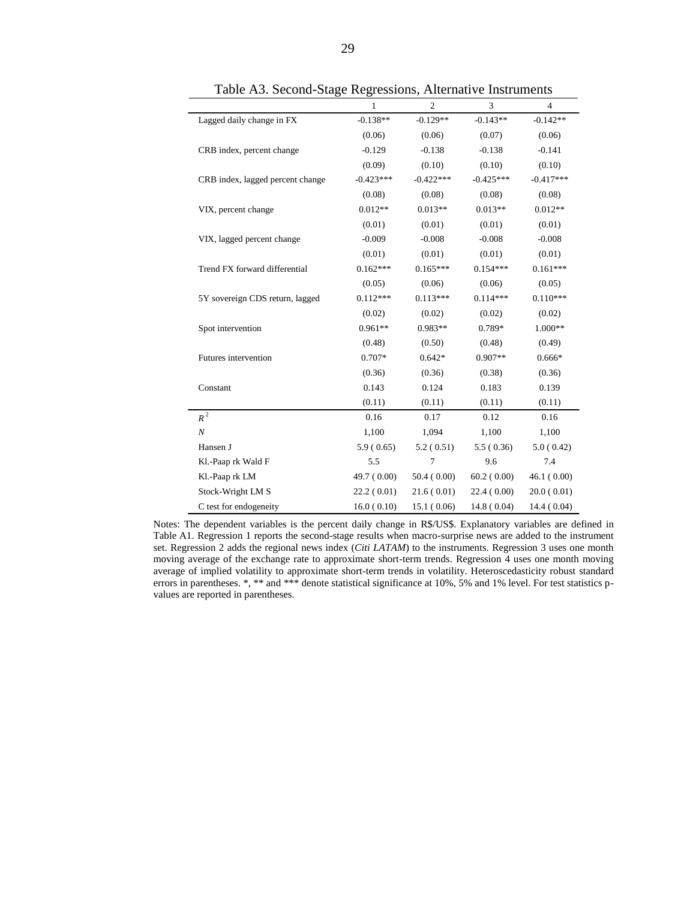Table A3. Second-Stage Regressions, Alternative Instruments

| | 1 | 2 | 3 | 4 |
|---|---|---|---|---|
| Lagged daily change in FX | -0.138** | -0.129** | -0.143** | -0.142** |
| | (0.06) | (0.06) | (0.07) | (0.06) |
| CRB index, percent change | -0.129 | -0.138 | -0.138 | -0.141 |
| | (0.09) | (0.10) | (0.10) | (0.10) |
| CRB index, lagged percent change | -0.423*** | -0.422*** | -0.425*** | -0.417*** |
| | (0.08) | (0.08) | (0.08) | (0.08) |
| VIX, percent change | 0.012** | 0.013** | 0.013** | 0.012** |
| | (0.01) | (0.01) | (0.01) | (0.01) |
| VIX, lagged percent change | -0.009 | -0.008 | -0.008 | -0.008 |
| | (0.01) | (0.01) | (0.01) | (0.01) |
| Trend FX forward differential | 0.162*** | 0.165*** | 0.154*** | 0.161*** |
| | (0.05) | (0.06) | (0.06) | (0.05) |
| 5Y sovereign CDS return, lagged | 0.112*** | 0.113*** | 0.114*** | 0.110*** |
| | (0.02) | (0.02) | (0.02) | (0.02) |
| Spot intervention | 0.961** | 0.983** | 0.789* | 1.000** |
| | (0.48) | (0.50) | (0.48) | (0.49) |
| Futures intervention | 0.707* | 0.642* | 0.907** | 0.666* |
| | (0.36) | (0.36) | (0.38) | (0.36) |
| Constant | 0.143 | 0.124 | 0.183 | 0.139 |
| | (0.11) | (0.11) | (0.11) | (0.11) |
| $R^2$ | 0.16 | 0.17 | 0.12 | 0.16 |
| $N$ | 1,100 | 1,094 | 1,100 | 1,100 |
| Hansen J | 5.9 ( 0.65) | 5.2 ( 0.51) | 5.5 ( 0.36) | 5.0 ( 0.42) |
| Kl.-Paap rk Wald F | 5.5 | 7 | 9.6 | 7.4 |
| Kl.-Paap rk LM | 49.7 ( 0.00) | 50.4 ( 0.00) | 60.2 ( 0.00) | 46.1 ( 0.00) |
| Stock-Wright LM S | 22.2 ( 0.01) | 21.6 ( 0.01) | 22.4 ( 0.00) | 20.0 ( 0.01) |
| C test for endogeneity | 16.0 ( 0.10) | 15.1 ( 0.06) | 14.8 ( 0.04) | 14.4 ( 0.04) |

Notes: The dependent variables is the percent daily change in R$/US$. Explanatory variables are defined in Table A1. Regression 1 reports the second-stage results when macro-surprise news are added to the instrument set. Regression 2 adds the regional news index (*Citi LATAM*) to the instruments. Regression 3 uses one month moving average of the exchange rate to approximate short-term trends. Regression 4 uses one month moving average of implied volatility to approximate short-term trends in volatility. Heteroscedasticity robust standard errors in parentheses. *, ** and *** denote statistical significance at 10%, 5% and 1% level. For test statistics p-values are reported in parentheses.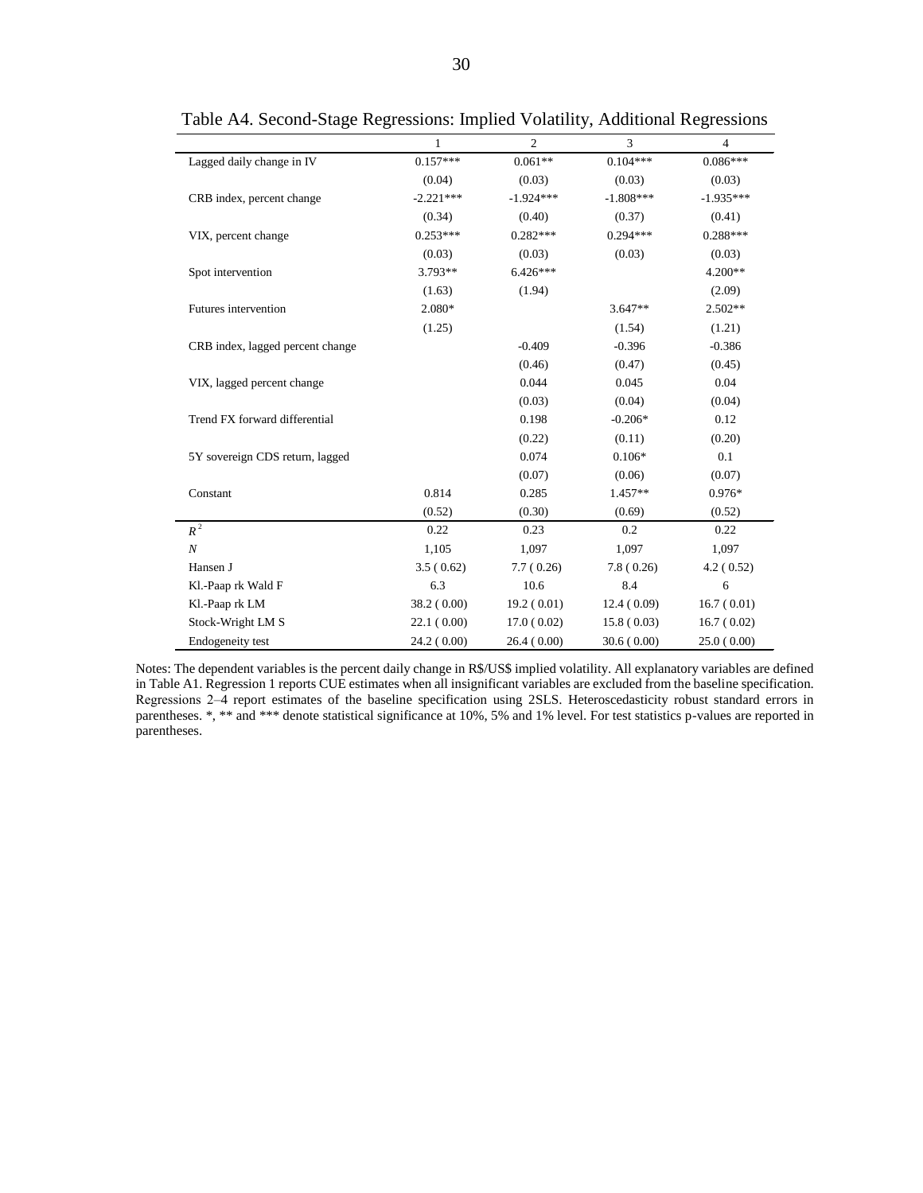Table A4. Second-Stage Regressions: Implied Volatility, Additional Regressions

| | 1 | 2 | 3 | 4 |
|---|---|---|---|---|
| Lagged daily change in IV | 0.157*** | 0.061** | 0.104*** | 0.086*** |
| | (0.04) | (0.03) | (0.03) | (0.03) |
| CRB index, percent change | -2.221*** | -1.924*** | -1.808*** | -1.935*** |
| | (0.34) | (0.40) | (0.37) | (0.41) |
| VIX, percent change | 0.253*** | 0.282*** | 0.294*** | 0.288*** |
| | (0.03) | (0.03) | (0.03) | (0.03) |
| Spot intervention | 3.793** | 6.426*** | | 4.200** |
| | (1.63) | (1.94) | | (2.09) |
| Futures intervention | 2.080* | | 3.647** | 2.502** |
| | (1.25) | | (1.54) | (1.21) |
| CRB index, lagged percent change | | -0.409 | -0.396 | -0.386 |
| | | (0.46) | (0.47) | (0.45) |
| VIX, lagged percent change | | 0.044 | 0.045 | 0.04 |
| | | (0.03) | (0.04) | (0.04) |
| Trend FX forward differential | | 0.198 | -0.206* | 0.12 |
| | | (0.22) | (0.11) | (0.20) |
| 5Y sovereign CDS return, lagged | | 0.074 | 0.106* | 0.1 |
| | | (0.07) | (0.06) | (0.07) |
| Constant | 0.814 | 0.285 | 1.457** | 0.976* |
| | (0.52) | (0.30) | (0.69) | (0.52) |
| $R^2$ | 0.22 | 0.23 | 0.2 | 0.22 |
| $N$ | 1,105 | 1,097 | 1,097 | 1,097 |
| Hansen J | 3.5 ( 0.62) | 7.7 ( 0.26) | 7.8 ( 0.26) | 4.2 ( 0.52) |
| Kl.-Paap rk Wald F | 6.3 | 10.6 | 8.4 | 6 |
| Kl.-Paap rk LM | 38.2 ( 0.00) | 19.2 ( 0.01) | 12.4 ( 0.09) | 16.7 ( 0.01) |
| Stock-Wright LM S | 22.1 ( 0.00) | 17.0 ( 0.02) | 15.8 ( 0.03) | 16.7 ( 0.02) |
| Endogeneity test | 24.2 ( 0.00) | 26.4 ( 0.00) | 30.6 ( 0.00) | 25.0 ( 0.00) |

Notes: The dependent variables is the percent daily change in R$/US$ implied volatility. All explanatory variables are defined in Table A1. Regression 1 reports CUE estimates when all insignificant variables are excluded from the baseline specification. Regressions 2–4 report estimates of the baseline specification using 2SLS. Heteroscedasticity robust standard errors in parentheses. *, ** and *** denote statistical significance at 10%, 5% and 1% level. For test statistics p-values are reported in parentheses.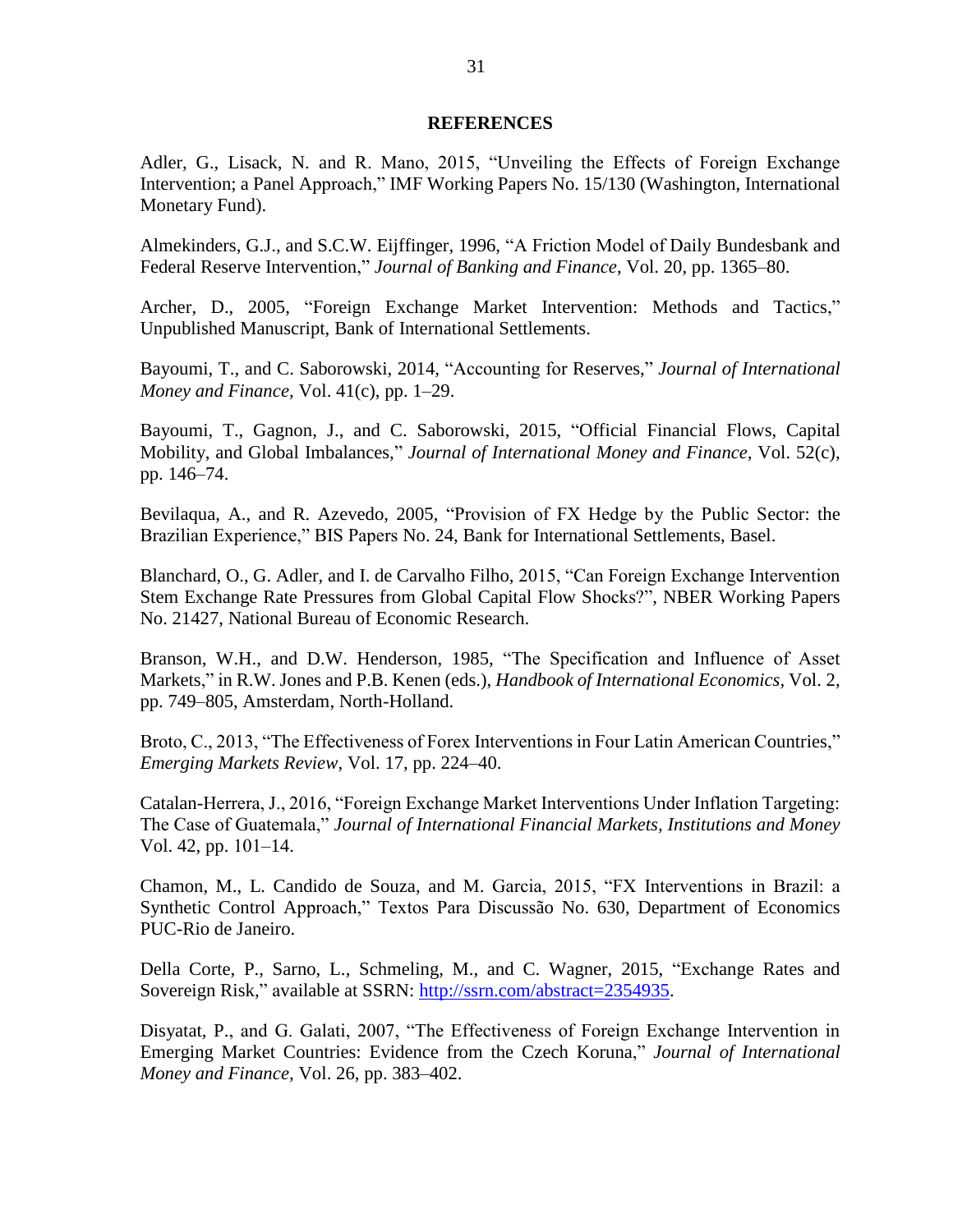## REFERENCES

Adler, G., Lisack, N. and R. Mano, 2015, "Unveiling the Effects of Foreign Exchange Intervention; a Panel Approach," IMF Working Papers No. 15/130 (Washington, International Monetary Fund).

Almekinders, G.J., and S.C.W. Eijffinger, 1996, "A Friction Model of Daily Bundesbank and Federal Reserve Intervention," *Journal of Banking and Finance*, Vol. 20, pp. 1365–80.

Archer, D., 2005, "Foreign Exchange Market Intervention: Methods and Tactics," Unpublished Manuscript, Bank of International Settlements.

Bayoumi, T., and C. Saborowski, 2014, "Accounting for Reserves," *Journal of International Money and Finance*, Vol. 41(c), pp. 1–29.

Bayoumi, T., Gagnon, J., and C. Saborowski, 2015, "Official Financial Flows, Capital Mobility, and Global Imbalances," *Journal of International Money and Finance*, Vol. 52(c), pp. 146–74.

Bevilaqua, A., and R. Azevedo, 2005, "Provision of FX Hedge by the Public Sector: the Brazilian Experience," BIS Papers No. 24, Bank for International Settlements, Basel.

Blanchard, O., G. Adler, and I. de Carvalho Filho, 2015, "Can Foreign Exchange Intervention Stem Exchange Rate Pressures from Global Capital Flow Shocks?", NBER Working Papers No. 21427, National Bureau of Economic Research.

Branson, W.H., and D.W. Henderson, 1985, "The Specification and Influence of Asset Markets," in R.W. Jones and P.B. Kenen (eds.), *Handbook of International Economics*, Vol. 2, pp. 749–805, Amsterdam, North-Holland.

Broto, C., 2013, "The Effectiveness of Forex Interventions in Four Latin American Countries," *Emerging Markets Review*, Vol. 17, pp. 224–40.

Catalan-Herrera, J., 2016, "Foreign Exchange Market Interventions Under Inflation Targeting: The Case of Guatemala," *Journal of International Financial Markets, Institutions and Money* Vol. 42, pp. 101–14.

Chamon, M., L. Candido de Souza, and M. Garcia, 2015, "FX Interventions in Brazil: a Synthetic Control Approach," Textos Para Discussão No. 630, Department of Economics PUC-Rio de Janeiro.

Della Corte, P., Sarno, L., Schmeling, M., and C. Wagner, 2015, "Exchange Rates and Sovereign Risk," available at SSRN: http://ssrn.com/abstract=2354935.

Disyatat, P., and G. Galati, 2007, "The Effectiveness of Foreign Exchange Intervention in Emerging Market Countries: Evidence from the Czech Koruna," *Journal of International Money and Finance*, Vol. 26, pp. 383–402.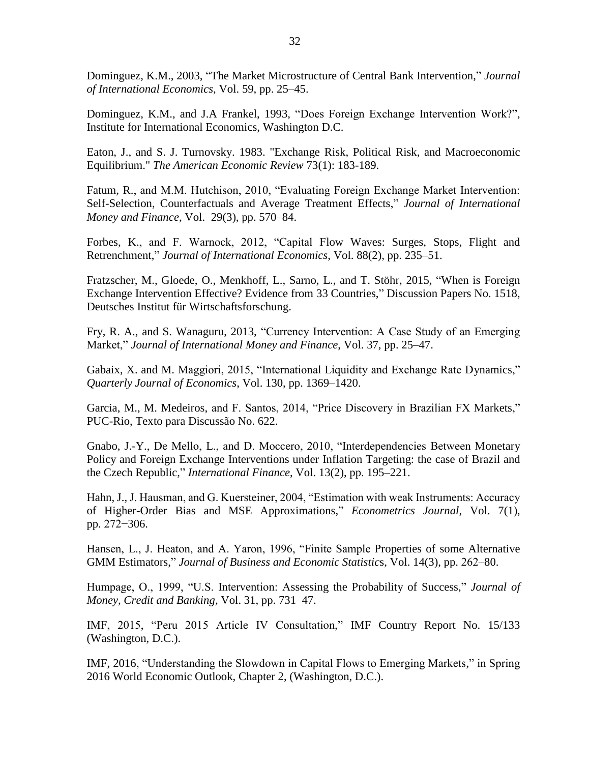Dominguez, K.M., 2003, "The Market Microstructure of Central Bank Intervention," *Journal of International Economics*, Vol. 59, pp. 25–45.

Dominguez, K.M., and J.A Frankel, 1993, "Does Foreign Exchange Intervention Work?", Institute for International Economics, Washington D.C.

Eaton, J., and S. J. Turnovsky. 1983. "Exchange Risk, Political Risk, and Macroeconomic Equilibrium." *The American Economic Review* 73(1): 183-189.

Fatum, R., and M.M. Hutchison, 2010, "Evaluating Foreign Exchange Market Intervention: Self-Selection, Counterfactuals and Average Treatment Effects," *Journal of International Money and Finance*, Vol. 29(3), pp. 570–84.

Forbes, K., and F. Warnock, 2012, "Capital Flow Waves: Surges, Stops, Flight and Retrenchment," *Journal of International Economics*, Vol. 88(2), pp. 235–51.

Fratzscher, M., Gloede, O., Menkhoff, L., Sarno, L., and T. Stöhr, 2015, "When is Foreign Exchange Intervention Effective? Evidence from 33 Countries," Discussion Papers No. 1518, Deutsches Institut für Wirtschaftsforschung.

Fry, R. A., and S. Wanaguru, 2013, "Currency Intervention: A Case Study of an Emerging Market," *Journal of International Money and Finance*, Vol. 37, pp. 25–47.

Gabaix, X. and M. Maggiori, 2015, "International Liquidity and Exchange Rate Dynamics," *Quarterly Journal of Economics*, Vol. 130, pp. 1369–1420.

Garcia, M., M. Medeiros, and F. Santos, 2014, "Price Discovery in Brazilian FX Markets," PUC-Rio, Texto para Discussão No. 622.

Gnabo, J.-Y., De Mello, L., and D. Moccero, 2010, "Interdependencies Between Monetary Policy and Foreign Exchange Interventions under Inflation Targeting: the case of Brazil and the Czech Republic," *International Finance*, Vol. 13(2), pp. 195–221.

Hahn, J., J. Hausman, and G. Kuersteiner, 2004, "Estimation with weak Instruments: Accuracy of Higher-Order Bias and MSE Approximations," *Econometrics Journal*, Vol. 7(1), pp. 272−306.

Hansen, L., J. Heaton, and A. Yaron, 1996, "Finite Sample Properties of some Alternative GMM Estimators," *Journal of Business and Economic Statistics*, Vol. 14(3), pp. 262–80.

Humpage, O., 1999, "U.S. Intervention: Assessing the Probability of Success," *Journal of Money, Credit and Banking*, Vol. 31, pp. 731–47.

IMF, 2015, "Peru 2015 Article IV Consultation," IMF Country Report No. 15/133 (Washington, D.C.).

IMF, 2016, "Understanding the Slowdown in Capital Flows to Emerging Markets," in Spring 2016 World Economic Outlook, Chapter 2, (Washington, D.C.).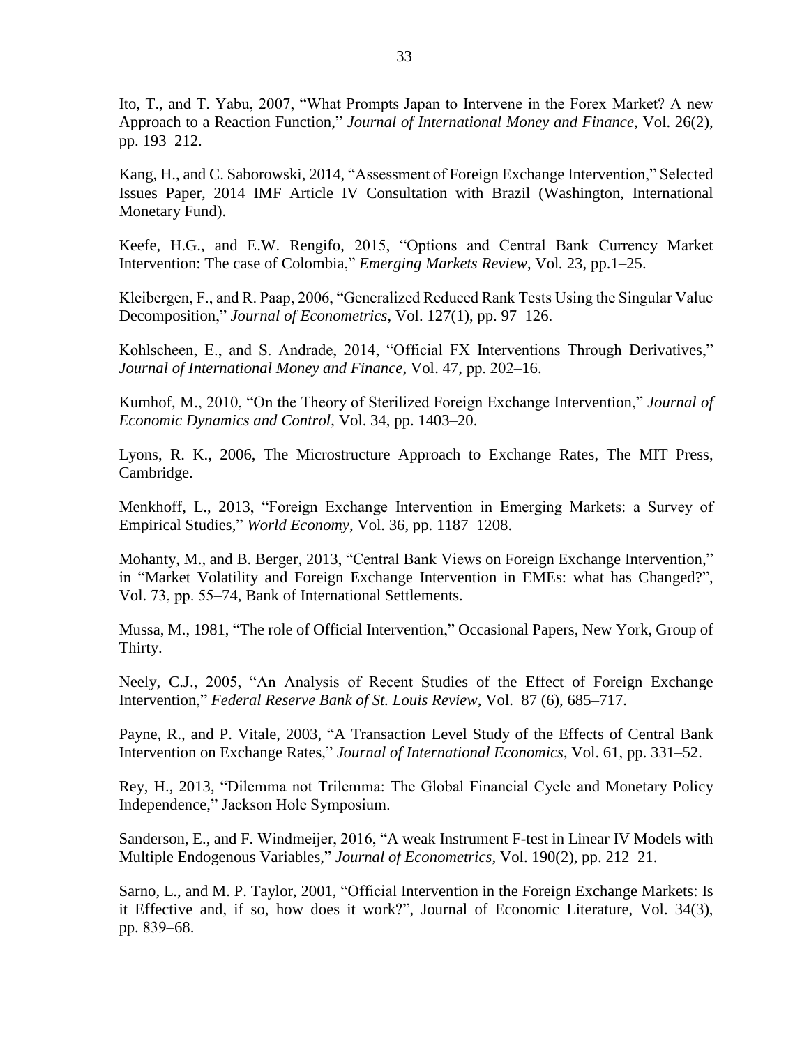Ito, T., and T. Yabu, 2007, "What Prompts Japan to Intervene in the Forex Market? A new Approach to a Reaction Function," *Journal of International Money and Finance*, Vol. 26(2), pp. 193–212.

Kang, H., and C. Saborowski, 2014, "Assessment of Foreign Exchange Intervention," Selected Issues Paper, 2014 IMF Article IV Consultation with Brazil (Washington, International Monetary Fund).

Keefe, H.G., and E.W. Rengifo, 2015, "Options and Central Bank Currency Market Intervention: The case of Colombia," *Emerging Markets Review*, Vol. 23, pp.1–25.

Kleibergen, F., and R. Paap, 2006, "Generalized Reduced Rank Tests Using the Singular Value Decomposition," *Journal of Econometrics*, Vol. 127(1), pp. 97–126.

Kohlscheen, E., and S. Andrade, 2014, "Official FX Interventions Through Derivatives," *Journal of International Money and Finance*, Vol. 47, pp. 202–16.

Kumhof, M., 2010, "On the Theory of Sterilized Foreign Exchange Intervention," *Journal of Economic Dynamics and Control*, Vol. 34, pp. 1403–20.

Lyons, R. K., 2006, The Microstructure Approach to Exchange Rates, The MIT Press, Cambridge.

Menkhoff, L., 2013, "Foreign Exchange Intervention in Emerging Markets: a Survey of Empirical Studies," *World Economy*, Vol. 36, pp. 1187–1208.

Mohanty, M., and B. Berger, 2013, "Central Bank Views on Foreign Exchange Intervention," in "Market Volatility and Foreign Exchange Intervention in EMEs: what has Changed?", Vol. 73, pp. 55–74, Bank of International Settlements.

Mussa, M., 1981, "The role of Official Intervention," Occasional Papers, New York, Group of Thirty.

Neely, C.J., 2005, "An Analysis of Recent Studies of the Effect of Foreign Exchange Intervention," *Federal Reserve Bank of St. Louis Review*, Vol. 87 (6), 685–717.

Payne, R., and P. Vitale, 2003, "A Transaction Level Study of the Effects of Central Bank Intervention on Exchange Rates," *Journal of International Economics*, Vol. 61, pp. 331–52.

Rey, H., 2013, "Dilemma not Trilemma: The Global Financial Cycle and Monetary Policy Independence," Jackson Hole Symposium.

Sanderson, E., and F. Windmeijer, 2016, "A weak Instrument F-test in Linear IV Models with Multiple Endogenous Variables," *Journal of Econometrics*, Vol. 190(2), pp. 212–21.

Sarno, L., and M. P. Taylor, 2001, "Official Intervention in the Foreign Exchange Markets: Is it Effective and, if so, how does it work?", Journal of Economic Literature, Vol. 34(3), pp. 839–68.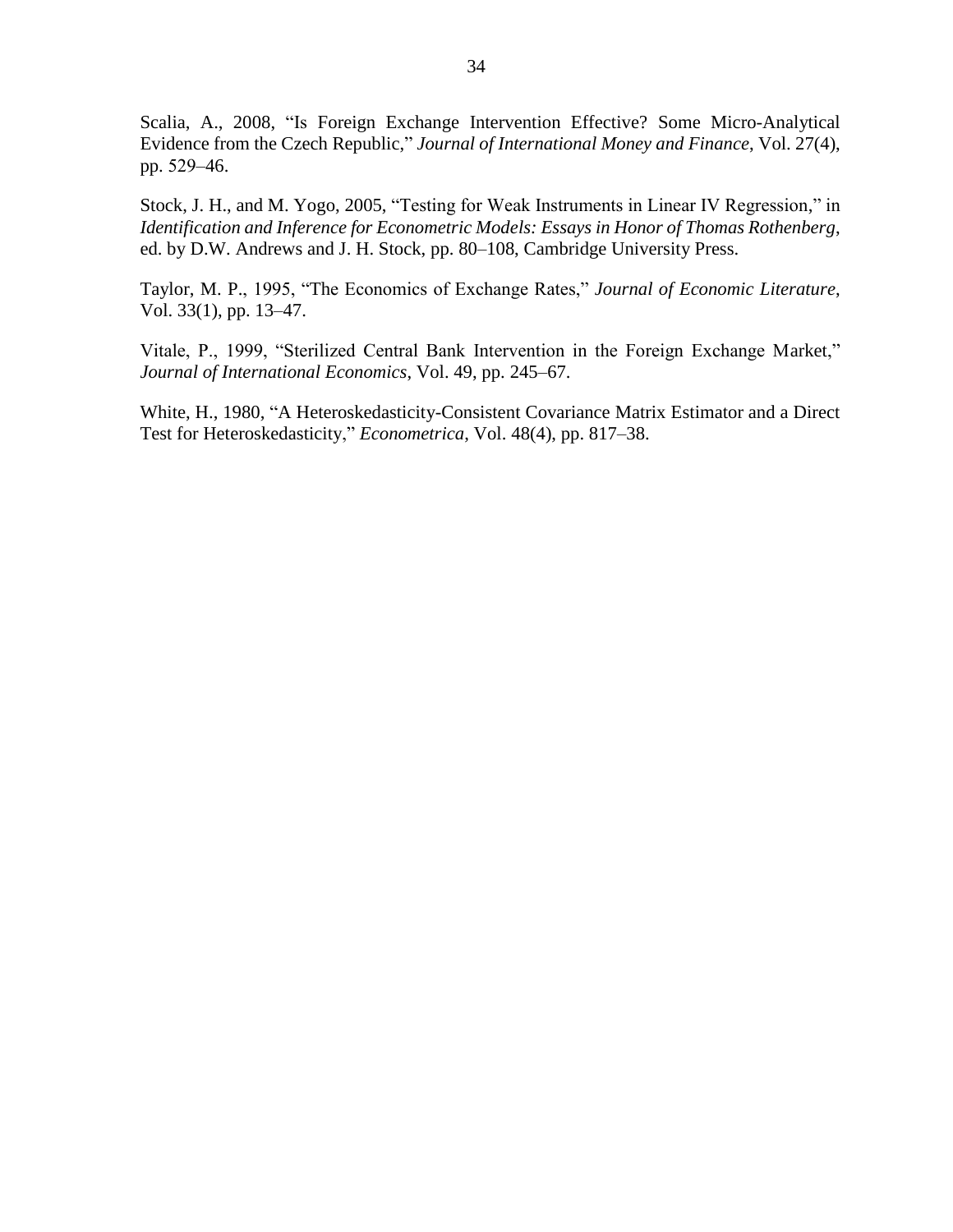Scalia, A., 2008, “Is Foreign Exchange Intervention Effective? Some Micro-Analytical Evidence from the Czech Republic,” *Journal of International Money and Finance*, Vol. 27(4), pp. 529–46.

Stock, J. H., and M. Yogo, 2005, “Testing for Weak Instruments in Linear IV Regression,” in *Identification and Inference for Econometric Models: Essays in Honor of Thomas Rothenberg*, ed. by D.W. Andrews and J. H. Stock, pp. 80–108, Cambridge University Press.

Taylor, M. P., 1995, “The Economics of Exchange Rates,” *Journal of Economic Literature*, Vol. 33(1), pp. 13–47.

Vitale, P., 1999, “Sterilized Central Bank Intervention in the Foreign Exchange Market,” *Journal of International Economics*, Vol. 49, pp. 245–67.

White, H., 1980, “A Heteroskedasticity-Consistent Covariance Matrix Estimator and a Direct Test for Heteroskedasticity,” *Econometrica*, Vol. 48(4), pp. 817–38.